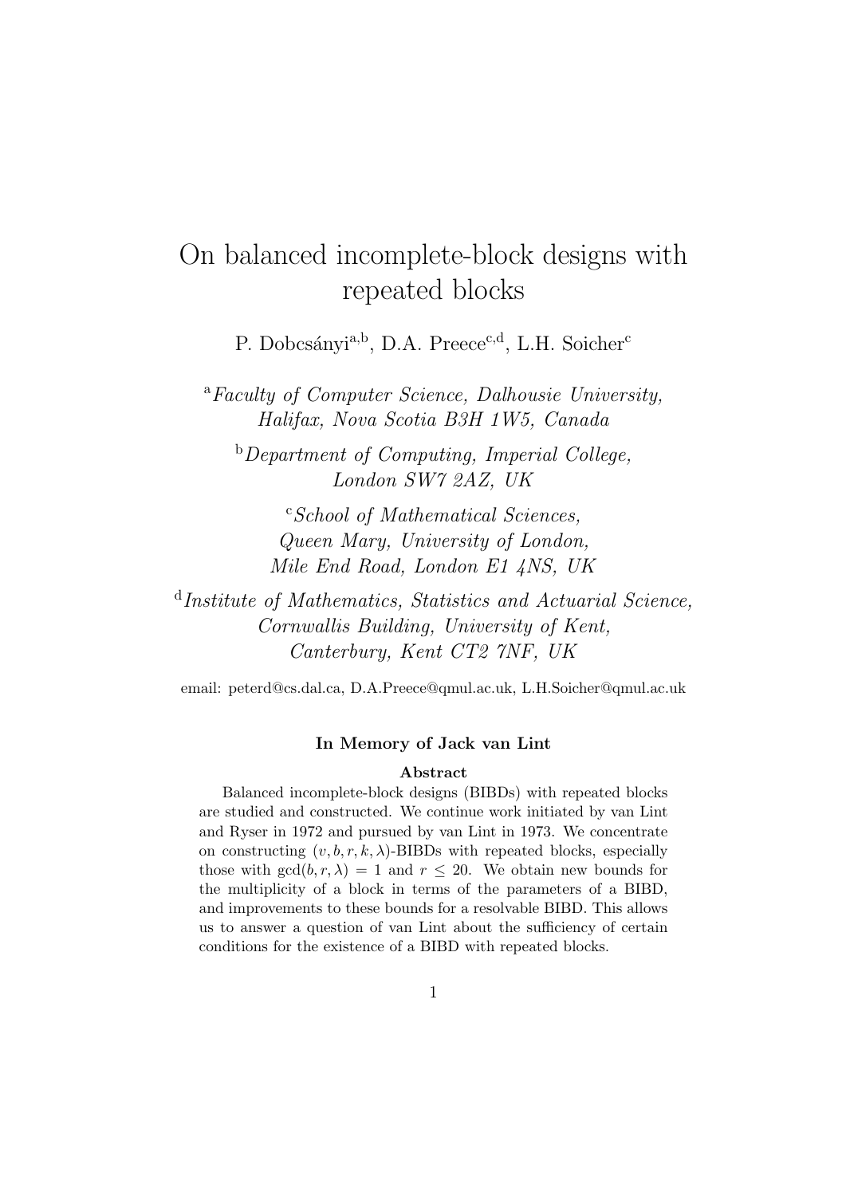# On balanced incomplete-block designs with repeated blocks

P. Dobcsányi[a,b], D.A. Preece[c,d], L.H. Soicher[c]

[a] *Faculty of Computer Science, Dalhousie University, Halifax, Nova Scotia B3H 1W5, Canada*

[b] *Department of Computing, Imperial College, London SW7 2AZ, UK*

[c] *School of Mathematical Sciences, Queen Mary, University of London, Mile End Road, London E1 4NS, UK*

[d] *Institute of Mathematics, Statistics and Actuarial Science, Cornwallis Building, University of Kent, Canterbury, Kent CT2 7NF, UK*

email: peterd@cs.dal.ca, D.A.Preece@qmul.ac.uk, L.H.Soicher@qmul.ac.uk

**In Memory of Jack van Lint**

**Abstract**

Balanced incomplete-block designs (BIBDs) with repeated blocks are studied and constructed. We continue work initiated by van Lint and Ryser in 1972 and pursued by van Lint in 1973. We concentrate on constructing $(v, b, r, k, \lambda)$-BIBDs with repeated blocks, especially those with $\gcd(b, r, \lambda) = 1$ and $r \leq 20$. We obtain new bounds for the multiplicity of a block in terms of the parameters of a BIBD, and improvements to these bounds for a resolvable BIBD. This allows us to answer a question of van Lint about the sufficiency of certain conditions for the existence of a BIBD with repeated blocks.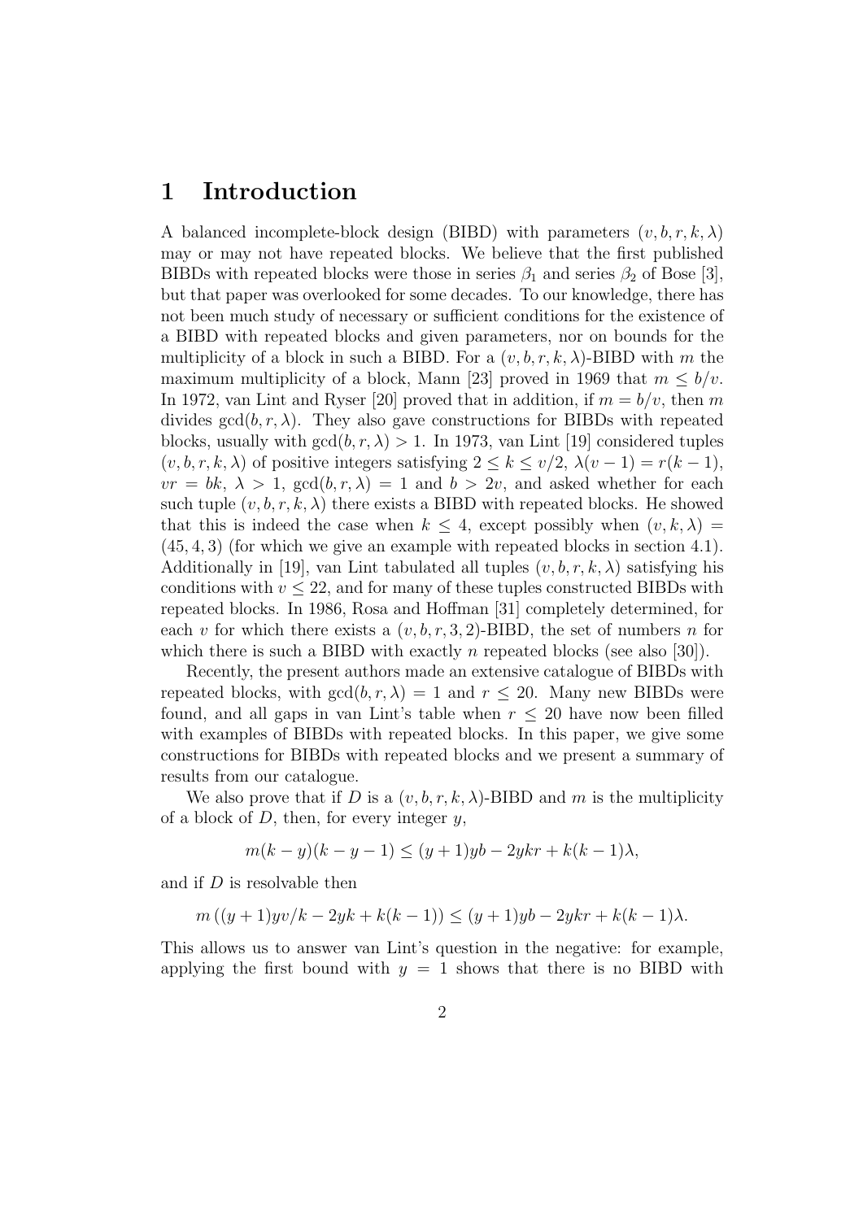# 1 Introduction

A balanced incomplete-block design (BIBD) with parameters $(v, b, r, k, \lambda)$ may or may not have repeated blocks. We believe that the first published BIBDs with repeated blocks were those in series $\beta_1$ and series $\beta_2$ of Bose [3], but that paper was overlooked for some decades. To our knowledge, there has not been much study of necessary or sufficient conditions for the existence of a BIBD with repeated blocks and given parameters, nor on bounds for the multiplicity of a block in such a BIBD. For a $(v, b, r, k, \lambda)$-BIBD with $m$ the maximum multiplicity of a block, Mann [23] proved in 1969 that $m \leq b/v$. In 1972, van Lint and Ryser [20] proved that in addition, if $m = b/v$, then $m$ divides $\gcd(b, r, \lambda)$. They also gave constructions for BIBDs with repeated blocks, usually with $\gcd(b, r, \lambda) > 1$. In 1973, van Lint [19] considered tuples $(v, b, r, k, \lambda)$ of positive integers satisfying $2 \leq k \leq v/2$, $\lambda(v-1) = r(k-1)$, $vr = bk$, $\lambda > 1$, $\gcd(b, r, \lambda) = 1$ and $b > 2v$, and asked whether for each such tuple $(v, b, r, k, \lambda)$ there exists a BIBD with repeated blocks. He showed that this is indeed the case when $k \leq 4$, except possibly when $(v, k, \lambda) = (45, 4, 3)$ (for which we give an example with repeated blocks in section 4.1). Additionally in [19], van Lint tabulated all tuples $(v, b, r, k, \lambda)$ satisfying his conditions with $v \leq 22$, and for many of these tuples constructed BIBDs with repeated blocks. In 1986, Rosa and Hoffman [31] completely determined, for each $v$ for which there exists a $(v, b, r, 3, 2)$-BIBD, the set of numbers $n$ for which there is such a BIBD with exactly $n$ repeated blocks (see also [30]).

Recently, the present authors made an extensive catalogue of BIBDs with repeated blocks, with $\gcd(b, r, \lambda) = 1$ and $r \leq 20$. Many new BIBDs were found, and all gaps in van Lint's table when $r \leq 20$ have now been filled with examples of BIBDs with repeated blocks. In this paper, we give some constructions for BIBDs with repeated blocks and we present a summary of results from our catalogue.

We also prove that if $D$ is a $(v, b, r, k, \lambda)$-BIBD and $m$ is the multiplicity of a block of $D$, then, for every integer $y$,

$$m(k-y)(k-y-1) \leq (y+1)yb - 2ykr + k(k-1)\lambda,$$

and if $D$ is resolvable then

$$m\left((y+1)yv/k - 2yk + k(k-1)\right) \leq (y+1)yb - 2ykr + k(k-1)\lambda.$$

This allows us to answer van Lint's question in the negative: for example, applying the first bound with $y = 1$ shows that there is no BIBD with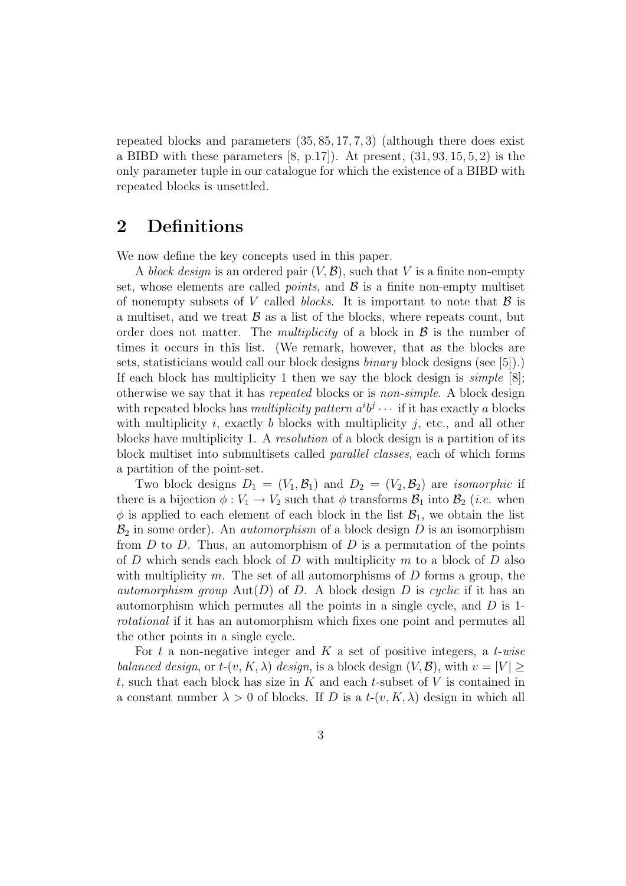repeated blocks and parameters $(35, 85, 17, 7, 3)$ (although there does exist a BIBD with these parameters [8, p.17]). At present, $(31, 93, 15, 5, 2)$ is the only parameter tuple in our catalogue for which the existence of a BIBD with repeated blocks is unsettled.

## 2 Definitions

We now define the key concepts used in this paper.

A *block design* is an ordered pair $(V, \mathcal{B})$, such that $V$ is a finite non-empty set, whose elements are called *points*, and $\mathcal{B}$ is a finite non-empty multiset of nonempty subsets of $V$ called *blocks*. It is important to note that $\mathcal{B}$ is a multiset, and we treat $\mathcal{B}$ as a list of the blocks, where repeats count, but order does not matter. The *multiplicity* of a block in $\mathcal{B}$ is the number of times it occurs in this list. (We remark, however, that as the blocks are sets, statisticians would call our block designs *binary* block designs (see [5]).) If each block has multiplicity 1 then we say the block design is *simple* [8]; otherwise we say that it has *repeated* blocks or is *non-simple*. A block design with repeated blocks has *multiplicity pattern* $a^i b^j \cdots$ if it has exactly $a$ blocks with multiplicity $i$, exactly $b$ blocks with multiplicity $j$, etc., and all other blocks have multiplicity 1. A *resolution* of a block design is a partition of its block multiset into submultisets called *parallel classes*, each of which forms a partition of the point-set.

Two block designs $D_1 = (V_1, \mathcal{B}_1)$ and $D_2 = (V_2, \mathcal{B}_2)$ are *isomorphic* if there is a bijection $\phi : V_1 \to V_2$ such that $\phi$ transforms $\mathcal{B}_1$ into $\mathcal{B}_2$ (*i.e.* when $\phi$ is applied to each element of each block in the list $\mathcal{B}_1$, we obtain the list $\mathcal{B}_2$ in some order). An *automorphism* of a block design $D$ is an isomorphism from $D$ to $D$. Thus, an automorphism of $D$ is a permutation of the points of $D$ which sends each block of $D$ with multiplicity $m$ to a block of $D$ also with multiplicity $m$. The set of all automorphisms of $D$ forms a group, the *automorphism group* $\mathrm{Aut}(D)$ of $D$. A block design $D$ is *cyclic* if it has an automorphism which permutes all the points in a single cycle, and $D$ is *1-rotational* if it has an automorphism which fixes one point and permutes all the other points in a single cycle.

For $t$ a non-negative integer and $K$ a set of positive integers, a *$t$-wise balanced design*, or *$t$-$(v, K, \lambda)$ design*, is a block design $(V, \mathcal{B})$, with $v = |V| \geq t$, such that each block has size in $K$ and each $t$-subset of $V$ is contained in a constant number $\lambda > 0$ of blocks. If $D$ is a $t$-$(v, K, \lambda)$ design in which all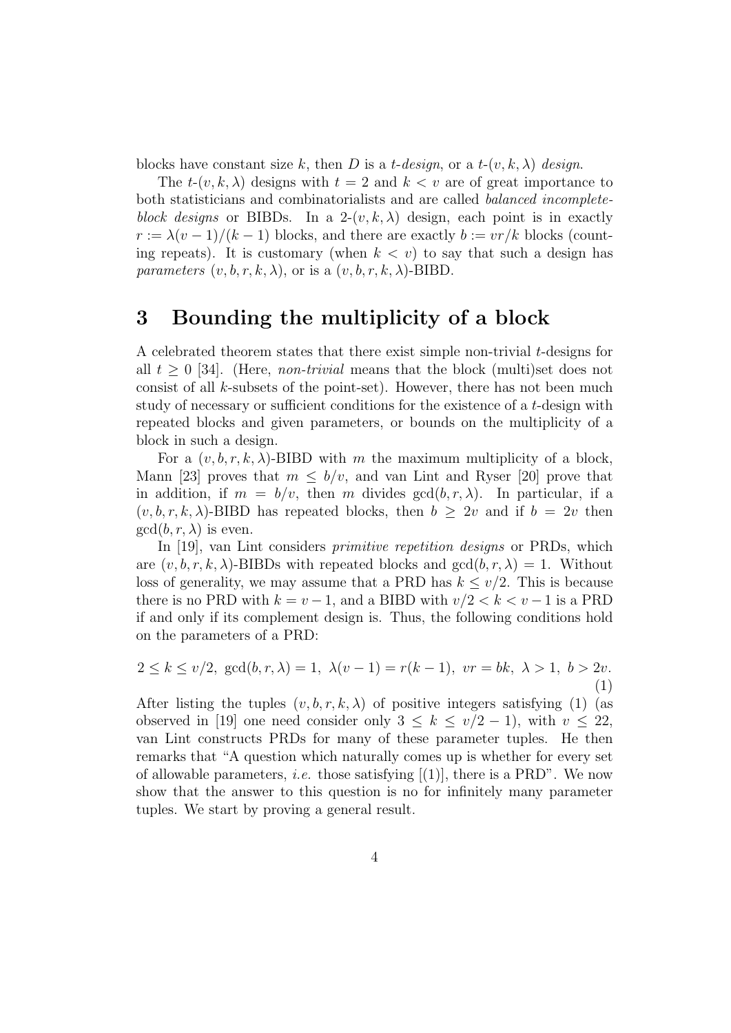blocks have constant size $k$, then $D$ is a *$t$-design*, or a *$t$-$(v,k,\lambda)$ design*.

The $t$-$(v,k,\lambda)$ designs with $t=2$ and $k<v$ are of great importance to both statisticians and combinatorialists and are called *balanced incomplete-block designs* or BIBDs. In a 2-$(v,k,\lambda)$ design, each point is in exactly $r:=\lambda(v-1)/(k-1)$ blocks, and there are exactly $b:=vr/k$ blocks (counting repeats). It is customary (when $k<v$) to say that such a design has *parameters* $(v,b,r,k,\lambda)$, or is a $(v,b,r,k,\lambda)$-BIBD.

# 3 Bounding the multiplicity of a block

A celebrated theorem states that there exist simple non-trivial $t$-designs for all $t \geq 0$ [34]. (Here, *non-trivial* means that the block (multi)set does not consist of all $k$-subsets of the point-set). However, there has not been much study of necessary or sufficient conditions for the existence of a $t$-design with repeated blocks and given parameters, or bounds on the multiplicity of a block in such a design.

For a $(v,b,r,k,\lambda)$-BIBD with $m$ the maximum multiplicity of a block, Mann [23] proves that $m \leq b/v$, and van Lint and Ryser [20] prove that in addition, if $m=b/v$, then $m$ divides $\gcd(b,r,\lambda)$. In particular, if a $(v,b,r,k,\lambda)$-BIBD has repeated blocks, then $b \geq 2v$ and if $b=2v$ then $\gcd(b,r,\lambda)$ is even.

In [19], van Lint considers *primitive repetition designs* or PRDs, which are $(v,b,r,k,\lambda)$-BIBDs with repeated blocks and $\gcd(b,r,\lambda)=1$. Without loss of generality, we may assume that a PRD has $k \leq v/2$. This is because there is no PRD with $k=v-1$, and a BIBD with $v/2<k<v-1$ is a PRD if and only if its complement design is. Thus, the following conditions hold on the parameters of a PRD:

$$2 \leq k \leq v/2,\ \gcd(b,r,\lambda)=1,\ \lambda(v-1)=r(k-1),\ vr=bk,\ \lambda>1,\ b>2v. \tag{1}$$

After listing the tuples $(v,b,r,k,\lambda)$ of positive integers satisfying (1) (as observed in [19] one need consider only $3 \leq k \leq v/2-1$), with $v \leq 22$, van Lint constructs PRDs for many of these parameter tuples. He then remarks that "A question which naturally comes up is whether for every set of allowable parameters, *i.e.* those satisfying [(1)], there is a PRD". We now show that the answer to this question is no for infinitely many parameter tuples. We start by proving a general result.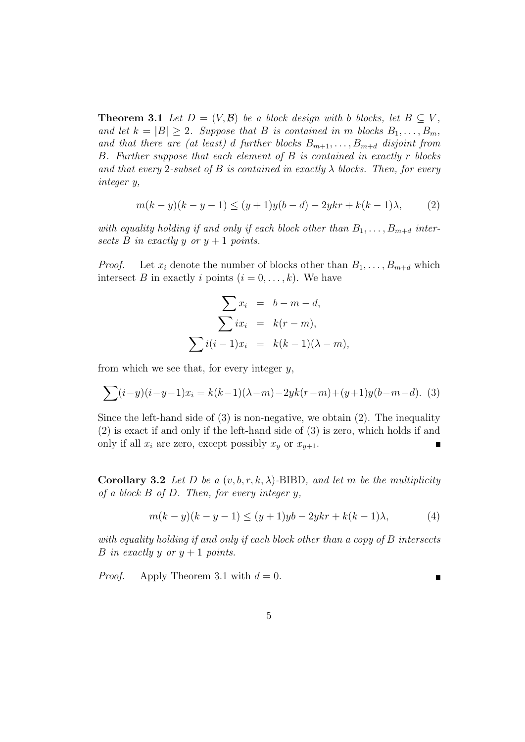**Theorem 3.1** *Let $D = (V, \mathcal{B})$ be a block design with $b$ blocks, let $B \subseteq V$, and let $k = |B| \geq 2$. Suppose that $B$ is contained in $m$ blocks $B_1, \dots, B_m$, and that there are (at least) $d$ further blocks $B_{m+1}, \dots, B_{m+d}$ disjoint from $B$. Further suppose that each element of $B$ is contained in exactly $r$ blocks and that every 2-subset of $B$ is contained in exactly $\lambda$ blocks. Then, for every integer $y$,*

$$m(k-y)(k-y-1) \leq (y+1)y(b-d) - 2ykr + k(k-1)\lambda, \qquad (2)$$

*with equality holding if and only if each block other than $B_1, \dots, B_{m+d}$ intersects $B$ in exactly $y$ or $y+1$ points.*

*Proof.* Let $x_i$ denote the number of blocks other than $B_1, \dots, B_{m+d}$ which intersect $B$ in exactly $i$ points ($i = 0, \dots, k$). We have

$$\begin{aligned} \sum x_i &= b - m - d, \\ \sum i x_i &= k(r - m), \\ \sum i(i-1) x_i &= k(k-1)(\lambda - m), \end{aligned}$$

from which we see that, for every integer $y$,

$$\sum (i-y)(i-y-1)x_i = k(k-1)(\lambda - m) - 2yk(r-m) + (y+1)y(b-m-d). \qquad (3)$$

Since the left-hand side of (3) is non-negative, we obtain (2). The inequality (2) is exact if and only if the left-hand side of (3) is zero, which holds if and only if all $x_i$ are zero, except possibly $x_y$ or $x_{y+1}$. ∎

**Corollary 3.2** *Let $D$ be a $(v, b, r, k, \lambda)$-BIBD, and let $m$ be the multiplicity of a block $B$ of $D$. Then, for every integer $y$,*

$$m(k-y)(k-y-1) \leq (y+1)yb - 2ykr + k(k-1)\lambda, \qquad (4)$$

*with equality holding if and only if each block other than a copy of $B$ intersects $B$ in exactly $y$ or $y+1$ points.*

*Proof.* Apply Theorem 3.1 with $d = 0$. ∎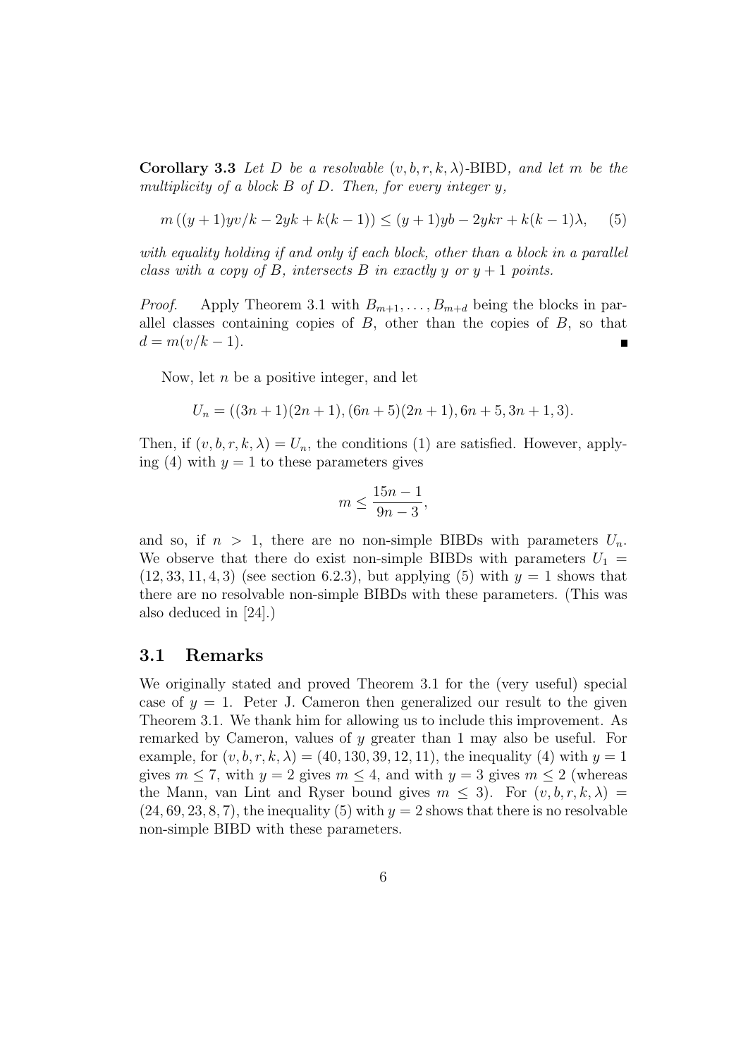**Corollary 3.3** *Let $D$ be a resolvable $(v,b,r,k,\lambda)$-BIBD, and let $m$ be the multiplicity of a block $B$ of $D$. Then, for every integer $y$,*

$$m\left((y+1)yv/k - 2yk + k(k-1)\right) \leq (y+1)yb - 2ykr + k(k-1)\lambda, \qquad (5)$$

*with equality holding if and only if each block, other than a block in a parallel class with a copy of $B$, intersects $B$ in exactly $y$ or $y+1$ points.*

*Proof.* Apply Theorem 3.1 with $B_{m+1},\ldots,B_{m+d}$ being the blocks in parallel classes containing copies of $B$, other than the copies of $B$, so that $d = m(v/k-1)$. ∎

Now, let $n$ be a positive integer, and let

$$U_n = ((3n+1)(2n+1), (6n+5)(2n+1), 6n+5, 3n+1, 3).$$

Then, if $(v,b,r,k,\lambda) = U_n$, the conditions (1) are satisfied. However, applying (4) with $y = 1$ to these parameters gives

$$m \leq \frac{15n-1}{9n-3},$$

and so, if $n > 1$, there are no non-simple BIBDs with parameters $U_n$. We observe that there do exist non-simple BIBDs with parameters $U_1 = (12, 33, 11, 4, 3)$ (see section 6.2.3), but applying (5) with $y = 1$ shows that there are no resolvable non-simple BIBDs with these parameters. (This was also deduced in [24].)

## 3.1 Remarks

We originally stated and proved Theorem 3.1 for the (very useful) special case of $y = 1$. Peter J. Cameron then generalized our result to the given Theorem 3.1. We thank him for allowing us to include this improvement. As remarked by Cameron, values of $y$ greater than 1 may also be useful. For example, for $(v,b,r,k,\lambda) = (40, 130, 39, 12, 11)$, the inequality (4) with $y = 1$ gives $m \leq 7$, with $y = 2$ gives $m \leq 4$, and with $y = 3$ gives $m \leq 2$ (whereas the Mann, van Lint and Ryser bound gives $m \leq 3$). For $(v,b,r,k,\lambda) = (24, 69, 23, 8, 7)$, the inequality (5) with $y = 2$ shows that there is no resolvable non-simple BIBD with these parameters.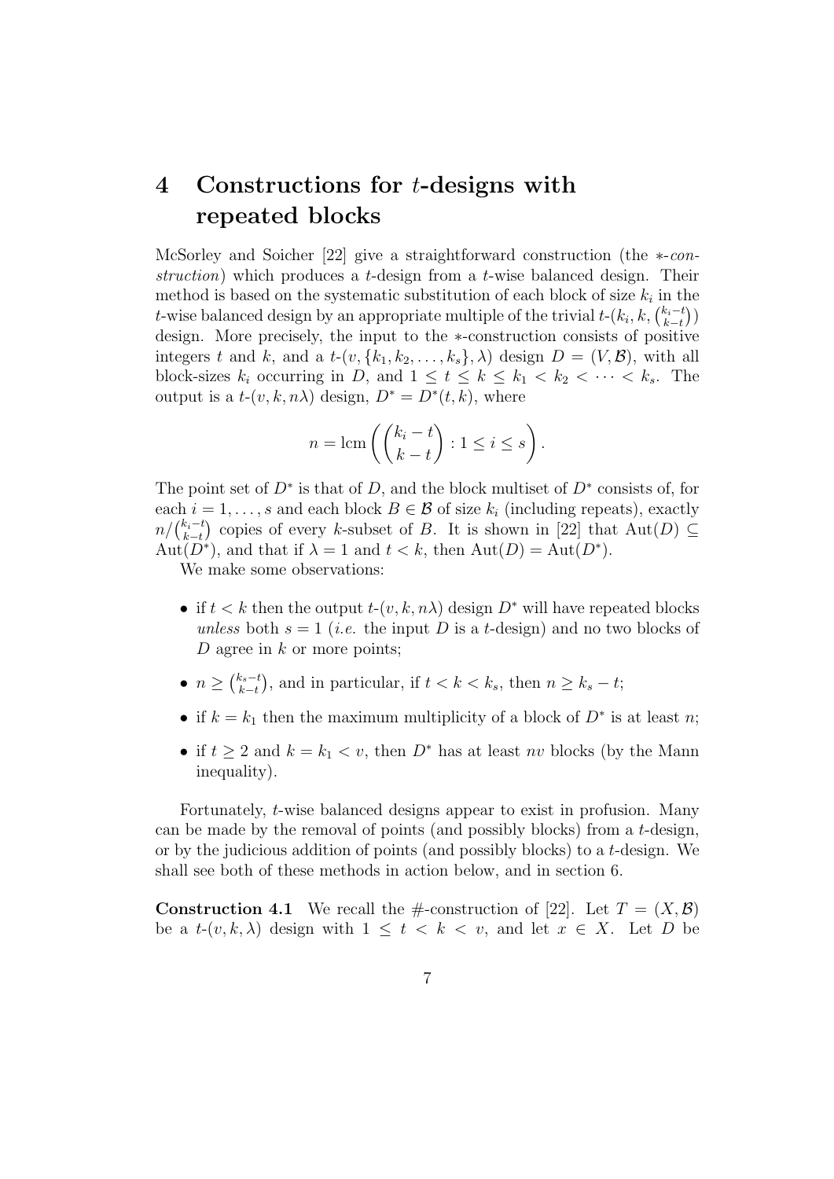# 4 Constructions for $t$-designs with repeated blocks

McSorley and Soicher [22] give a straightforward construction (the $*$-*construction*) which produces a $t$-design from a $t$-wise balanced design. Their method is based on the systematic substitution of each block of size $k_i$ in the $t$-wise balanced design by an appropriate multiple of the trivial $t$-$(k_i, k, \binom{k_i-t}{k-t})$ design. More precisely, the input to the $*$-construction consists of positive integers $t$ and $k$, and a $t$-$(v, \{k_1, k_2, \ldots, k_s\}, \lambda)$ design $D = (V, \mathcal{B})$, with all block-sizes $k_i$ occurring in $D$, and $1 \leq t \leq k \leq k_1 < k_2 < \cdots < k_s$. The output is a $t$-$(v, k, n\lambda)$ design, $D^* = D^*(t, k)$, where

$$n = \mathrm{lcm}\left(\binom{k_i - t}{k - t} : 1 \leq i \leq s\right).$$

The point set of $D^*$ is that of $D$, and the block multiset of $D^*$ consists of, for each $i = 1, \ldots, s$ and each block $B \in \mathcal{B}$ of size $k_i$ (including repeats), exactly $n/\binom{k_i-t}{k-t}$ copies of every $k$-subset of $B$. It is shown in [22] that $\mathrm{Aut}(D) \subseteq \mathrm{Aut}(D^*)$, and that if $\lambda = 1$ and $t < k$, then $\mathrm{Aut}(D) = \mathrm{Aut}(D^*)$.

We make some observations:

- if $t < k$ then the output $t$-$(v, k, n\lambda)$ design $D^*$ will have repeated blocks *unless* both $s = 1$ (*i.e.* the input $D$ is a $t$-design) and no two blocks of $D$ agree in $k$ or more points;
- $n \geq \binom{k_s-t}{k-t}$, and in particular, if $t < k < k_s$, then $n \geq k_s - t$;
- if $k = k_1$ then the maximum multiplicity of a block of $D^*$ is at least $n$;
- if $t \geq 2$ and $k = k_1 < v$, then $D^*$ has at least $nv$ blocks (by the Mann inequality).

Fortunately, $t$-wise balanced designs appear to exist in profusion. Many can be made by the removal of points (and possibly blocks) from a $t$-design, or by the judicious addition of points (and possibly blocks) to a $t$-design. We shall see both of these methods in action below, and in section 6.

**Construction 4.1** We recall the #-construction of [22]. Let $T = (X, \mathcal{B})$ be a $t$-$(v, k, \lambda)$ design with $1 \leq t < k < v$, and let $x \in X$. Let $D$ be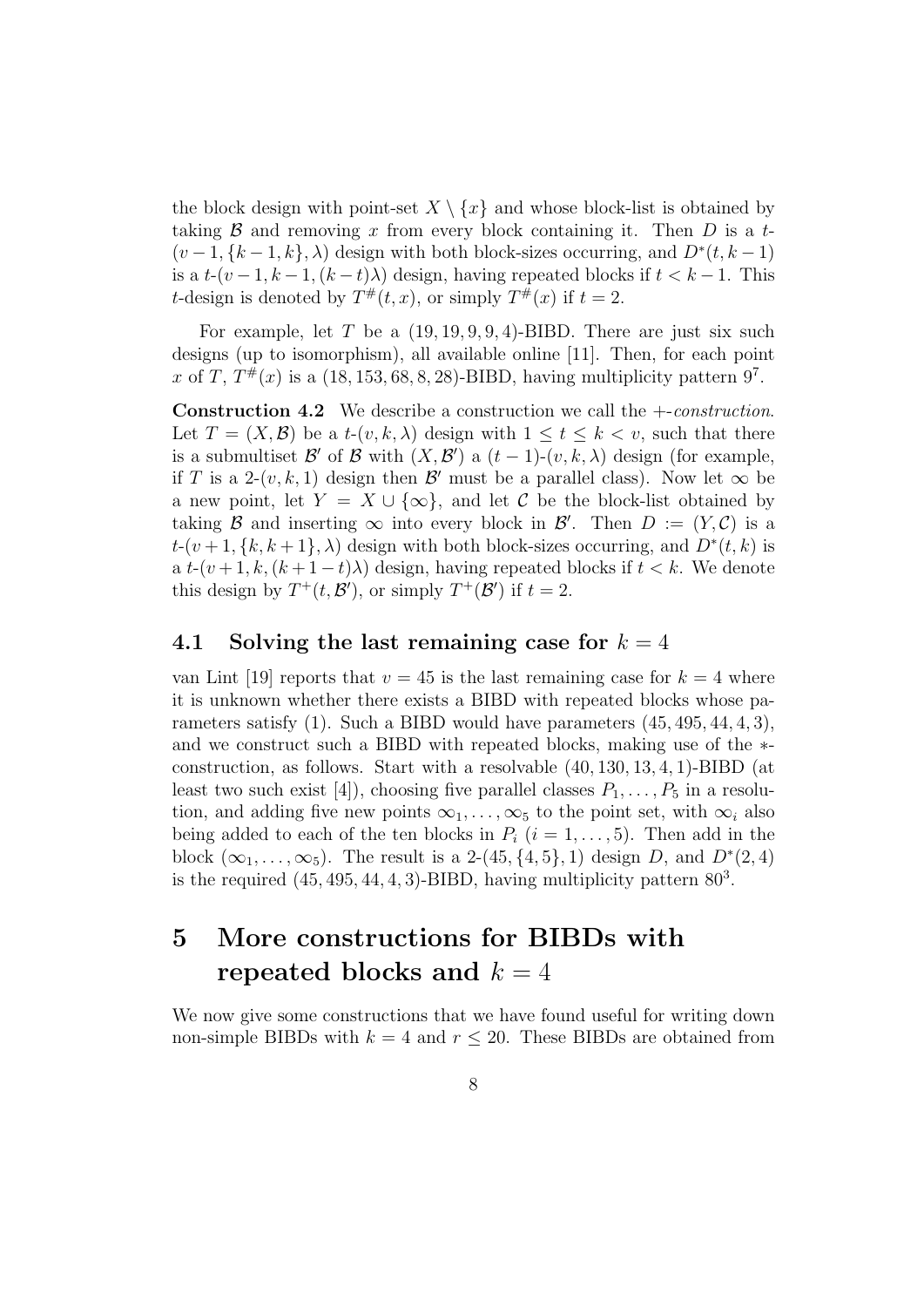the block design with point-set $X \setminus \{x\}$ and whose block-list is obtained by taking $\mathcal{B}$ and removing $x$ from every block containing it. Then $D$ is a $t$-$(v-1, \{k-1, k\}, \lambda)$ design with both block-sizes occurring, and $D^*(t, k-1)$ is a $t$-$(v-1, k-1, (k-t)\lambda)$ design, having repeated blocks if $t < k-1$. This $t$-design is denoted by $T^\#(t, x)$, or simply $T^\#(x)$ if $t = 2$.

For example, let $T$ be a $(19, 19, 9, 9, 4)$-BIBD. There are just six such designs (up to isomorphism), all available online [11]. Then, for each point $x$ of $T$, $T^\#(x)$ is a $(18, 153, 68, 8, 28)$-BIBD, having multiplicity pattern $9^7$.

**Construction 4.2** We describe a construction we call the *+-construction*. Let $T = (X, \mathcal{B})$ be a $t$-$(v, k, \lambda)$ design with $1 \le t \le k < v$, such that there is a submultiset $\mathcal{B}'$ of $\mathcal{B}$ with $(X, \mathcal{B}')$ a $(t-1)$-$(v, k, \lambda)$ design (for example, if $T$ is a 2-$(v, k, 1)$ design then $\mathcal{B}'$ must be a parallel class). Now let $\infty$ be a new point, let $Y = X \cup \{\infty\}$, and let $\mathcal{C}$ be the block-list obtained by taking $\mathcal{B}$ and inserting $\infty$ into every block in $\mathcal{B}'$. Then $D := (Y, \mathcal{C})$ is a $t$-$(v+1, \{k, k+1\}, \lambda)$ design with both block-sizes occurring, and $D^*(t, k)$ is a $t$-$(v+1, k, (k+1-t)\lambda)$ design, having repeated blocks if $t < k$. We denote this design by $T^+(t, \mathcal{B}')$, or simply $T^+(\mathcal{B}')$ if $t = 2$.

### 4.1 Solving the last remaining case for $k = 4$

van Lint [19] reports that $v = 45$ is the last remaining case for $k = 4$ where it is unknown whether there exists a BIBD with repeated blocks whose parameters satisfy (1). Such a BIBD would have parameters $(45, 495, 44, 4, 3)$, and we construct such a BIBD with repeated blocks, making use of the $*$-construction, as follows. Start with a resolvable $(40, 130, 13, 4, 1)$-BIBD (at least two such exist [4]), choosing five parallel classes $P_1, \ldots, P_5$ in a resolution, and adding five new points $\infty_1, \ldots, \infty_5$ to the point set, with $\infty_i$ also being added to each of the ten blocks in $P_i$ $(i = 1, \ldots, 5)$. Then add in the block $(\infty_1, \ldots, \infty_5)$. The result is a 2-$(45, \{4, 5\}, 1)$ design $D$, and $D^*(2, 4)$ is the required $(45, 495, 44, 4, 3)$-BIBD, having multiplicity pattern $80^3$.

## 5 More constructions for BIBDs with repeated blocks and $k = 4$

We now give some constructions that we have found useful for writing down non-simple BIBDs with $k = 4$ and $r \le 20$. These BIBDs are obtained from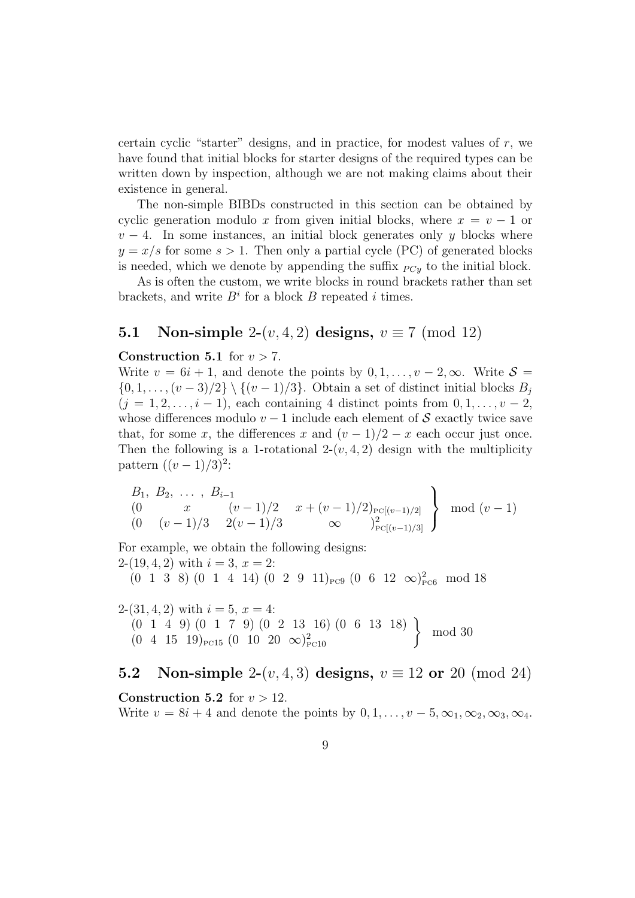certain cyclic "starter" designs, and in practice, for modest values of $r$, we have found that initial blocks for starter designs of the required types can be written down by inspection, although we are not making claims about their existence in general.

The non-simple BIBDs constructed in this section can be obtained by cyclic generation modulo $x$ from given initial blocks, where $x = v-1$ or $v-4$. In some instances, an initial block generates only $y$ blocks where $y = x/s$ for some $s > 1$. Then only a partial cycle (PC) of generated blocks is needed, which we denote by appending the suffix $_{PCy}$ to the initial block.

As is often the custom, we write blocks in round brackets rather than set brackets, and write $B^i$ for a block $B$ repeated $i$ times.

## 5.1 Non-simple 2-$(v, 4, 2)$ designs, $v \equiv 7 \pmod{12}$

**Construction 5.1** for $v > 7$.

Write $v = 6i+1$, and denote the points by $0, 1, \ldots, v-2, \infty$. Write $\mathcal{S} = \{0, 1, \ldots, (v-3)/2\} \setminus \{(v-1)/3\}$. Obtain a set of distinct initial blocks $B_j$ $(j = 1, 2, \ldots, i-1)$, each containing 4 distinct points from $0, 1, \ldots, v-2$, whose differences modulo $v-1$ include each element of $\mathcal{S}$ exactly twice save that, for some $x$, the differences $x$ and $(v-1)/2 - x$ each occur just once. Then the following is a 1-rotational 2-$(v, 4, 2)$ design with the multiplicity pattern $((v-1)/3)^2$:

$$\left.\begin{array}{l} B_1,\ B_2,\ \ldots\ ,\ B_{i-1} \\ (0 \quad x \quad (v-1)/2 \quad x+(v-1)/2)_{\mathrm{PC}[(v-1)/2]} \\ (0 \quad (v-1)/3 \quad 2(v-1)/3 \quad \infty \quad)^2_{\mathrm{PC}[(v-1)/3]} \end{array}\right\} \bmod (v-1)$$

For example, we obtain the following designs:

2-$(19, 4, 2)$ with $i = 3$, $x = 2$:

$(0\ \ 1\ \ 3\ \ 8)\ (0\ \ 1\ \ 4\ \ 14)\ (0\ \ 2\ \ 9\ \ 11)_{\mathrm{PC}9}\ (0\ \ 6\ \ 12\ \ \infty)^2_{\mathrm{PC}6} \bmod 18$

2-$(31, 4, 2)$ with $i = 5$, $x = 4$:

$$\left.\begin{array}{l} (0\ \ 1\ \ 4\ \ 9)\ (0\ \ 1\ \ 7\ \ 9)\ (0\ \ 2\ \ 13\ \ 16)\ (0\ \ 6\ \ 13\ \ 18) \\ (0\ \ 4\ \ 15\ \ 19)_{\mathrm{PC}15}\ (0\ \ 10\ \ 20\ \ \infty)^2_{\mathrm{PC}10} \end{array}\right\} \bmod 30$$

## 5.2 Non-simple 2-$(v, 4, 3)$ designs, $v \equiv 12$ or $20 \pmod{24}$

**Construction 5.2** for $v > 12$.

Write $v = 8i+4$ and denote the points by $0, 1, \ldots, v-5, \infty_1, \infty_2, \infty_3, \infty_4$.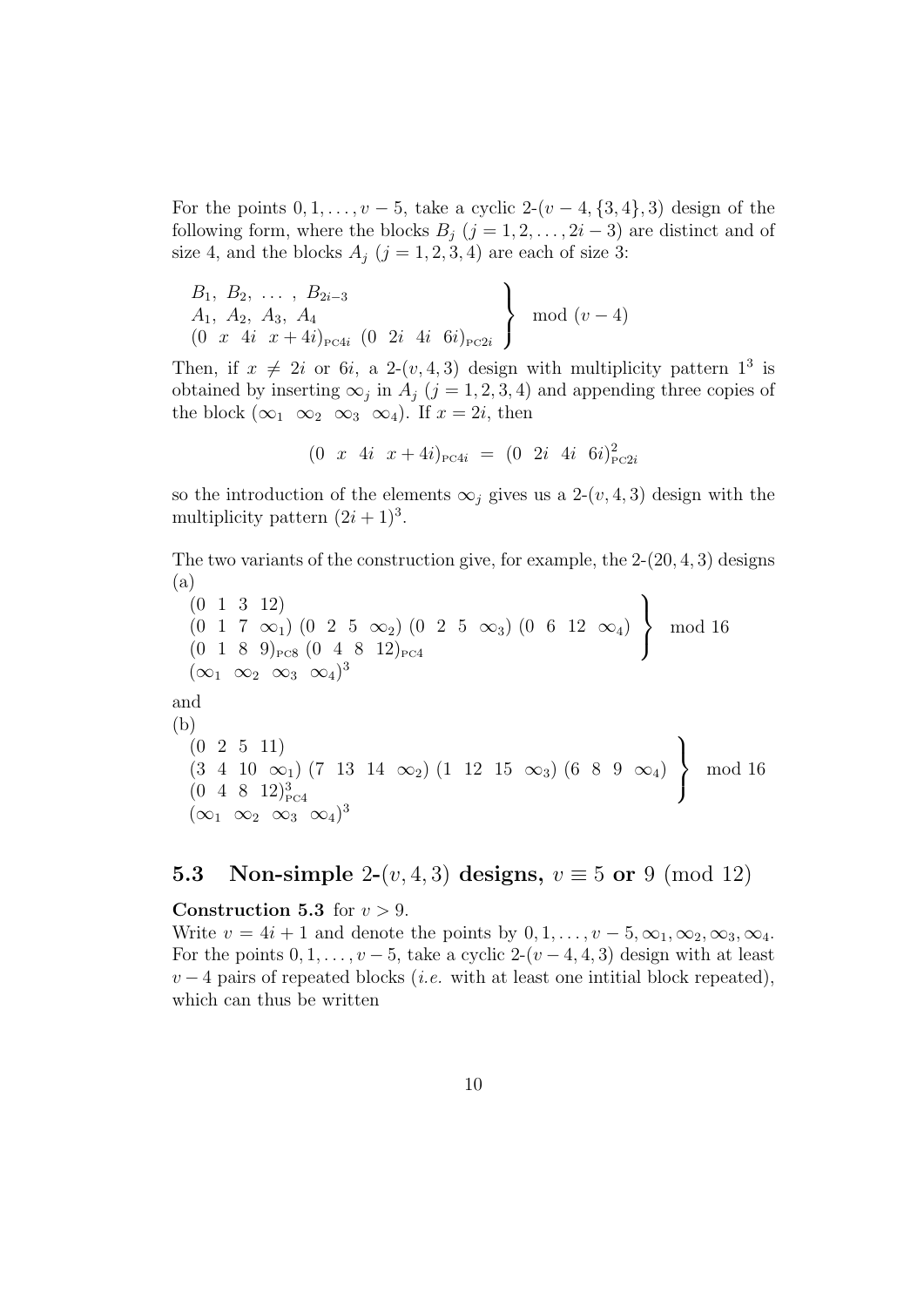For the points $0, 1, \ldots, v-5$, take a cyclic 2-$(v-4, \{3,4\}, 3)$ design of the following form, where the blocks $B_j$ $(j = 1, 2, \ldots, 2i-3)$ are distinct and of size 4, and the blocks $A_j$ $(j = 1, 2, 3, 4)$ are each of size 3:

$$\left.\begin{array}{l} B_1,\ B_2,\ \ldots\ ,\ B_{2i-3} \\ A_1,\ A_2,\ A_3,\ A_4 \\ (0\ \ x\ \ 4i\ \ x+4i)_{\text{PC}4i}\ (0\ \ 2i\ \ 4i\ \ 6i)_{\text{PC}2i} \end{array}\right\} \bmod (v-4)$$

Then, if $x \neq 2i$ or $6i$, a 2-$(v, 4, 3)$ design with multiplicity pattern $1^3$ is obtained by inserting $\infty_j$ in $A_j$ $(j = 1, 2, 3, 4)$ and appending three copies of the block $(\infty_1\ \ \infty_2\ \ \infty_3\ \ \infty_4)$. If $x = 2i$, then

$$(0\ \ x\ \ 4i\ \ x+4i)_{\text{PC}4i}\ =\ (0\ \ 2i\ \ 4i\ \ 6i)^2_{\text{PC}2i}$$

so the introduction of the elements $\infty_j$ gives us a 2-$(v, 4, 3)$ design with the multiplicity pattern $(2i+1)^3$.

The two variants of the construction give, for example, the 2-$(20, 4, 3)$ designs
(a)

$$\left.\begin{array}{l} (0\ \ 1\ \ 3\ \ 12) \\ (0\ \ 1\ \ 7\ \ \infty_1)\ (0\ \ 2\ \ 5\ \ \infty_2)\ (0\ \ 2\ \ 5\ \ \infty_3)\ (0\ \ 6\ \ 12\ \ \infty_4) \\ (0\ \ 1\ \ 8\ \ 9)_{\text{PC}8}\ (0\ \ 4\ \ 8\ \ 12)_{\text{PC}4} \\ (\infty_1\ \ \infty_2\ \ \infty_3\ \ \infty_4)^3 \end{array}\right\} \bmod 16$$

and
(b)

$$\left.\begin{array}{l} (0\ \ 2\ \ 5\ \ 11) \\ (3\ \ 4\ \ 10\ \ \infty_1)\ (7\ \ 13\ \ 14\ \ \infty_2)\ (1\ \ 12\ \ 15\ \ \infty_3)\ (6\ \ 8\ \ 9\ \ \infty_4) \\ (0\ \ 4\ \ 8\ \ 12)^3_{\text{PC}4} \\ (\infty_1\ \ \infty_2\ \ \infty_3\ \ \infty_4)^3 \end{array}\right\} \bmod 16$$

## 5.3 Non-simple 2-$(v, 4, 3)$ designs, $v \equiv 5$ or $9 \pmod{12}$

**Construction 5.3** for $v > 9$.
Write $v = 4i + 1$ and denote the points by $0, 1, \ldots, v-5, \infty_1, \infty_2, \infty_3, \infty_4$. For the points $0, 1, \ldots, v-5$, take a cyclic 2-$(v-4, 4, 3)$ design with at least $v-4$ pairs of repeated blocks (*i.e.* with at least one intitial block repeated), which can thus be written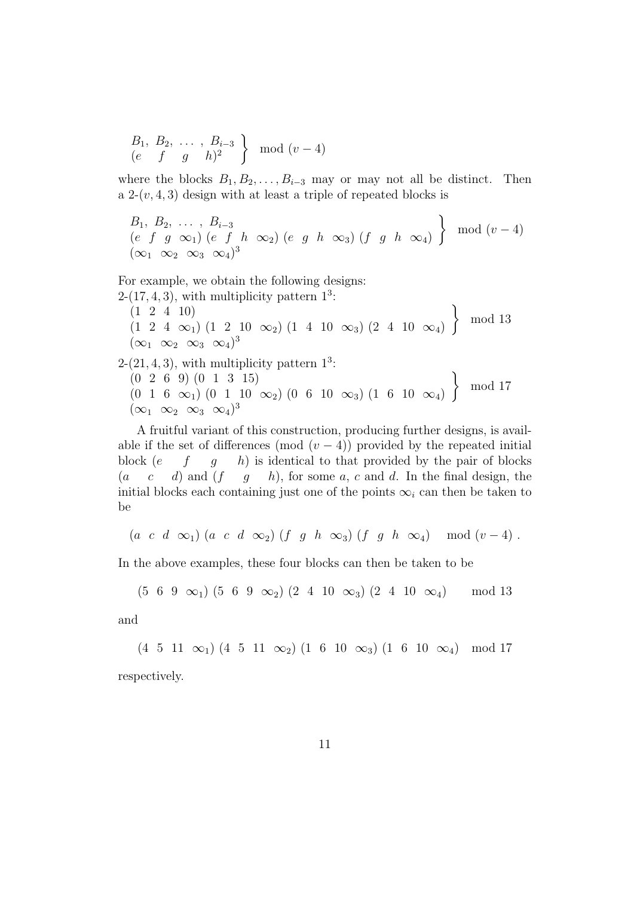$$\left.\begin{array}{l} B_1,\ B_2,\ \ldots\ ,\ B_{i-3} \\ (e \quad f \quad g \quad h)^2 \end{array}\right\} \mod (v-4)$$

where the blocks $B_1, B_2, \ldots, B_{i-3}$ may or may not all be distinct. Then a 2-$(v, 4, 3)$ design with at least a triple of repeated blocks is

$$\left.\begin{array}{l} B_1,\ B_2,\ \ldots\ ,\ B_{i-3} \\ (e\ \ f\ \ g\ \ \infty_1)\ (e\ \ f\ \ h\ \ \infty_2)\ (e\ \ g\ \ h\ \ \infty_3)\ (f\ \ g\ \ h\ \ \infty_4) \\ (\infty_1\ \ \infty_2\ \ \infty_3\ \ \infty_4)^3 \end{array}\right\} \mod (v-4)$$

For example, we obtain the following designs:

2-$(17, 4, 3)$, with multiplicity pattern $1^3$:

$$\left.\begin{array}{l} (1\ \ 2\ \ 4\ \ 10) \\ (1\ \ 2\ \ 4\ \ \infty_1)\ (1\ \ 2\ \ 10\ \ \infty_2)\ (1\ \ 4\ \ 10\ \ \infty_3)\ (2\ \ 4\ \ 10\ \ \infty_4) \\ (\infty_1\ \ \infty_2\ \ \infty_3\ \ \infty_4)^3 \end{array}\right\} \mod 13$$

2-$(21, 4, 3)$, with multiplicity pattern $1^3$:

$$\left.\begin{array}{l} (0\ \ 2\ \ 6\ \ 9)\ (0\ \ 1\ \ 3\ \ 15) \\ (0\ \ 1\ \ 6\ \ \infty_1)\ (0\ \ 1\ \ 10\ \ \infty_2)\ (0\ \ 6\ \ 10\ \ \infty_3)\ (1\ \ 6\ \ 10\ \ \infty_4) \\ (\infty_1\ \ \infty_2\ \ \infty_3\ \ \infty_4)^3 \end{array}\right\} \mod 17$$

A fruitful variant of this construction, producing further designs, is available if the set of differences (mod $(v-4)$) provided by the repeated initial block $(e \quad f \quad g \quad h)$ is identical to that provided by the pair of blocks $(a \quad c \quad d)$ and $(f \quad g \quad h)$, for some $a$, $c$ and $d$. In the final design, the initial blocks each containing just one of the points $\infty_i$ can then be taken to be

$$(a\ \ c\ \ d\ \ \infty_1)\ (a\ \ c\ \ d\ \ \infty_2)\ (f\ \ g\ \ h\ \ \infty_3)\ (f\ \ g\ \ h\ \ \infty_4) \quad \mod (v-4)\ .$$

In the above examples, these four blocks can then be taken to be

$$(5\ \ 6\ \ 9\ \ \infty_1)\ (5\ \ 6\ \ 9\ \ \infty_2)\ (2\ \ 4\ \ 10\ \ \infty_3)\ (2\ \ 4\ \ 10\ \ \infty_4) \qquad \mod 13$$

and

$$(4\ \ 5\ \ 11\ \ \infty_1)\ (4\ \ 5\ \ 11\ \ \infty_2)\ (1\ \ 6\ \ 10\ \ \infty_3)\ (1\ \ 6\ \ 10\ \ \infty_4) \quad \mod 17$$

respectively.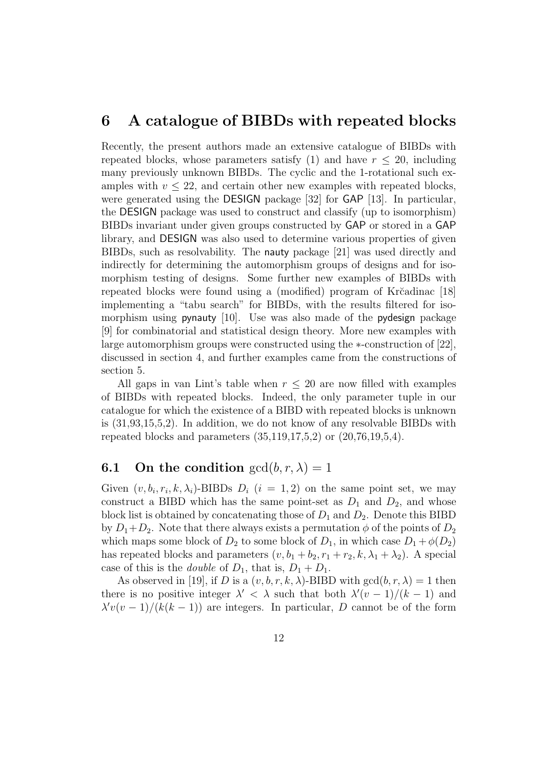## 6 A catalogue of BIBDs with repeated blocks

Recently, the present authors made an extensive catalogue of BIBDs with repeated blocks, whose parameters satisfy (1) and have $r \leq 20$, including many previously unknown BIBDs. The cyclic and the 1-rotational such examples with $v \leq 22$, and certain other new examples with repeated blocks, were generated using the DESIGN package [32] for GAP [13]. In particular, the DESIGN package was used to construct and classify (up to isomorphism) BIBDs invariant under given groups constructed by GAP or stored in a GAP library, and DESIGN was also used to determine various properties of given BIBDs, such as resolvability. The nauty package [21] was used directly and indirectly for determining the automorphism groups of designs and for isomorphism testing of designs. Some further new examples of BIBDs with repeated blocks were found using a (modified) program of Krčadinac [18] implementing a "tabu search" for BIBDs, with the results filtered for isomorphism using pynauty [10]. Use was also made of the pydesign package [9] for combinatorial and statistical design theory. More new examples with large automorphism groups were constructed using the $*$-construction of [22], discussed in section 4, and further examples came from the constructions of section 5.

All gaps in van Lint's table when $r \leq 20$ are now filled with examples of BIBDs with repeated blocks. Indeed, the only parameter tuple in our catalogue for which the existence of a BIBD with repeated blocks is unknown is (31,93,15,5,2). In addition, we do not know of any resolvable BIBDs with repeated blocks and parameters (35,119,17,5,2) or (20,76,19,5,4).

### 6.1 On the condition $\gcd(b, r, \lambda) = 1$

Given $(v, b_i, r_i, k, \lambda_i)$-BIBDs $D_i$ $(i = 1, 2)$ on the same point set, we may construct a BIBD which has the same point-set as $D_1$ and $D_2$, and whose block list is obtained by concatenating those of $D_1$ and $D_2$. Denote this BIBD by $D_1 + D_2$. Note that there always exists a permutation $\phi$ of the points of $D_2$ which maps some block of $D_2$ to some block of $D_1$, in which case $D_1 + \phi(D_2)$ has repeated blocks and parameters $(v, b_1 + b_2, r_1 + r_2, k, \lambda_1 + \lambda_2)$. A special case of this is the *double* of $D_1$, that is, $D_1 + D_1$.

As observed in [19], if $D$ is a $(v, b, r, k, \lambda)$-BIBD with $\gcd(b, r, \lambda) = 1$ then there is no positive integer $\lambda' < \lambda$ such that both $\lambda'(v - 1)/(k - 1)$ and $\lambda' v(v - 1)/(k(k - 1))$ are integers. In particular, $D$ cannot be of the form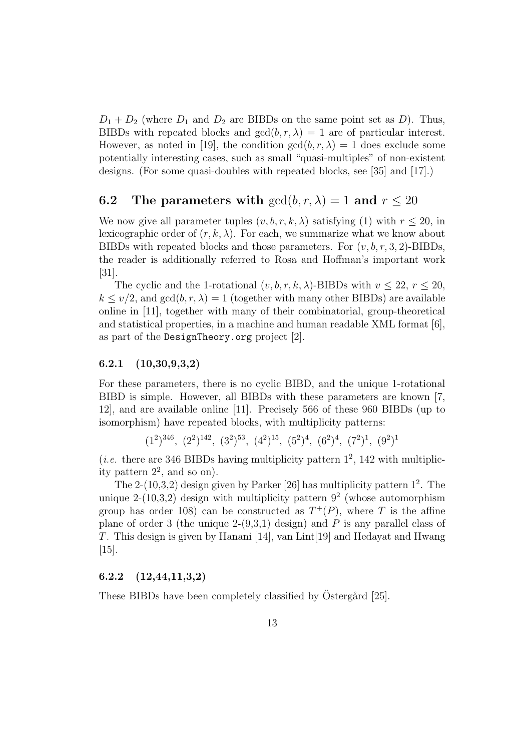$D_1 + D_2$ (where $D_1$ and $D_2$ are BIBDs on the same point set as $D$). Thus, BIBDs with repeated blocks and $\gcd(b, r, \lambda) = 1$ are of particular interest. However, as noted in [19], the condition $\gcd(b, r, \lambda) = 1$ does exclude some potentially interesting cases, such as small "quasi-multiples" of non-existent designs. (For some quasi-doubles with repeated blocks, see [35] and [17].)

## 6.2 The parameters with $\gcd(b, r, \lambda) = 1$ and $r \leq 20$

We now give all parameter tuples $(v, b, r, k, \lambda)$ satisfying (1) with $r \leq 20$, in lexicographic order of $(r, k, \lambda)$. For each, we summarize what we know about BIBDs with repeated blocks and those parameters. For $(v, b, r, 3, 2)$-BIBDs, the reader is additionally referred to Rosa and Hoffman's important work [31].

The cyclic and the 1-rotational $(v, b, r, k, \lambda)$-BIBDs with $v \leq 22$, $r \leq 20$, $k \leq v/2$, and $\gcd(b, r, \lambda) = 1$ (together with many other BIBDs) are available online in [11], together with many of their combinatorial, group-theoretical and statistical properties, in a machine and human readable XML format [6], as part of the `DesignTheory.org` project [2].

### 6.2.1 (10,30,9,3,2)

For these parameters, there is no cyclic BIBD, and the unique 1-rotational BIBD is simple. However, all BIBDs with these parameters are known [7, 12], and are available online [11]. Precisely 566 of these 960 BIBDs (up to isomorphism) have repeated blocks, with multiplicity patterns:

$$(1^2)^{346},\ (2^2)^{142},\ (3^2)^{53},\ (4^2)^{15},\ (5^2)^{4},\ (6^2)^{4},\ (7^2)^{1},\ (9^2)^{1}$$

(*i.e.* there are 346 BIBDs having multiplicity pattern $1^2$, 142 with multiplicity pattern $2^2$, and so on).

The 2-(10,3,2) design given by Parker [26] has multiplicity pattern $1^2$. The unique 2-(10,3,2) design with multiplicity pattern $9^2$ (whose automorphism group has order 108) can be constructed as $T^+(P)$, where $T$ is the affine plane of order 3 (the unique 2-(9,3,1) design) and $P$ is any parallel class of $T$. This design is given by Hanani [14], van Lint[19] and Hedayat and Hwang [15].

### 6.2.2 (12,44,11,3,2)

These BIBDs have been completely classified by Östergård [25].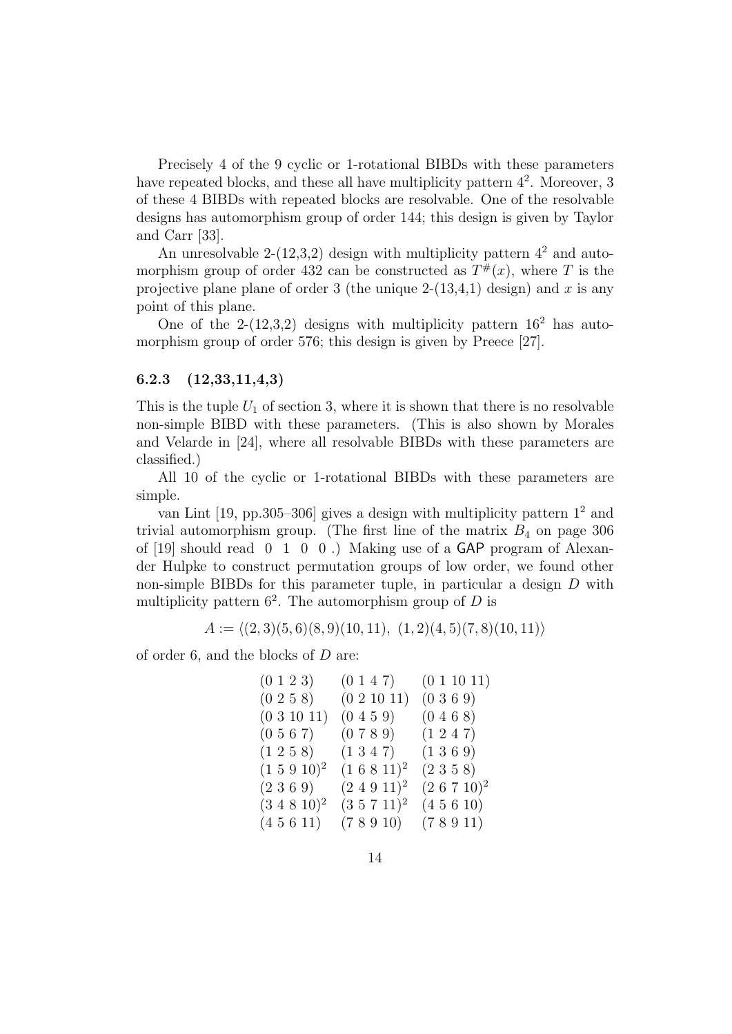Precisely 4 of the 9 cyclic or 1-rotational BIBDs with these parameters have repeated blocks, and these all have multiplicity pattern $4^2$. Moreover, 3 of these 4 BIBDs with repeated blocks are resolvable. One of the resolvable designs has automorphism group of order 144; this design is given by Taylor and Carr [33].

An unresolvable 2-(12,3,2) design with multiplicity pattern $4^2$ and automorphism group of order 432 can be constructed as $T^{\#}(x)$, where $T$ is the projective plane plane of order 3 (the unique 2-(13,4,1) design) and $x$ is any point of this plane.

One of the 2-(12,3,2) designs with multiplicity pattern $16^2$ has automorphism group of order 576; this design is given by Preece [27].

### 6.2.3 (12,33,11,4,3)

This is the tuple $U_1$ of section 3, where it is shown that there is no resolvable non-simple BIBD with these parameters. (This is also shown by Morales and Velarde in [24], where all resolvable BIBDs with these parameters are classified.)

All 10 of the cyclic or 1-rotational BIBDs with these parameters are simple.

van Lint [19, pp.305–306] gives a design with multiplicity pattern $1^2$ and trivial automorphism group. (The first line of the matrix $B_4$ on page 306 of [19] should read 0 1 0 0 .) Making use of a GAP program of Alexander Hulpke to construct permutation groups of low order, we found other non-simple BIBDs for this parameter tuple, in particular a design $D$ with multiplicity pattern $6^2$. The automorphism group of $D$ is

$$A := \langle (2,3)(5,6)(8,9)(10,11),\ (1,2)(4,5)(7,8)(10,11) \rangle$$

of order 6, and the blocks of $D$ are:

| | | |
|---|---|---|
| (0 1 2 3) | (0 1 4 7) | (0 1 10 11) |
| (0 2 5 8) | (0 2 10 11) | (0 3 6 9) |
| (0 3 10 11) | (0 4 5 9) | (0 4 6 8) |
| (0 5 6 7) | (0 7 8 9) | (1 2 4 7) |
| (1 2 5 8) | (1 3 4 7) | (1 3 6 9) |
| $(1\ 5\ 9\ 10)^2$ | $(1\ 6\ 8\ 11)^2$ | (2 3 5 8) |
| (2 3 6 9) | $(2\ 4\ 9\ 11)^2$ | $(2\ 6\ 7\ 10)^2$ |
| $(3\ 4\ 8\ 10)^2$ | $(3\ 5\ 7\ 11)^2$ | (4 5 6 10) |
| (4 5 6 11) | (7 8 9 10) | (7 8 9 11) |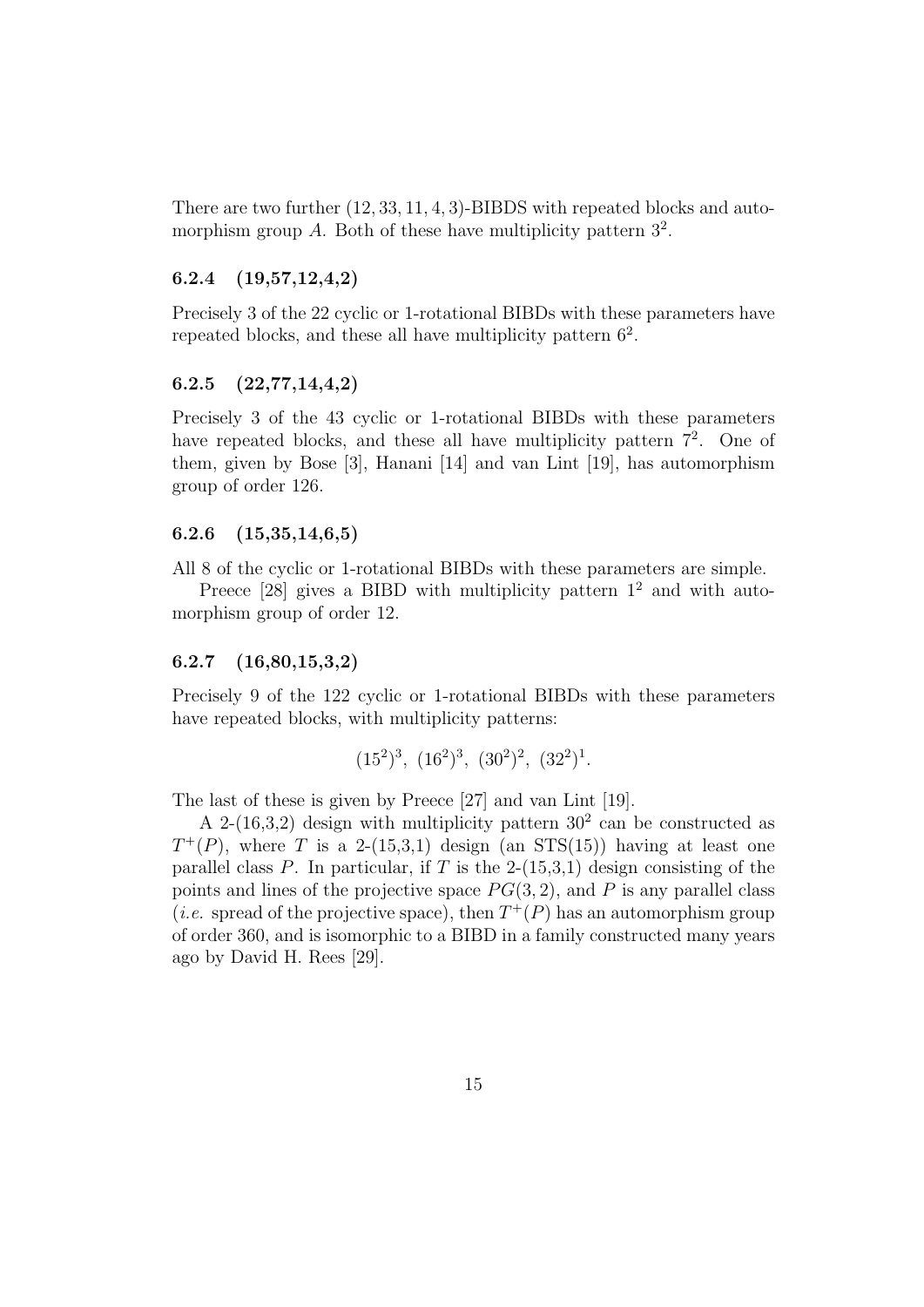There are two further $(12, 33, 11, 4, 3)$-BIBDS with repeated blocks and automorphism group $A$. Both of these have multiplicity pattern $3^2$.

### 6.2.4 (19,57,12,4,2)

Precisely 3 of the 22 cyclic or 1-rotational BIBDs with these parameters have repeated blocks, and these all have multiplicity pattern $6^2$.

### 6.2.5 (22,77,14,4,2)

Precisely 3 of the 43 cyclic or 1-rotational BIBDs with these parameters have repeated blocks, and these all have multiplicity pattern $7^2$. One of them, given by Bose [3], Hanani [14] and van Lint [19], has automorphism group of order 126.

### 6.2.6 (15,35,14,6,5)

All 8 of the cyclic or 1-rotational BIBDs with these parameters are simple.

Preece [28] gives a BIBD with multiplicity pattern $1^2$ and with automorphism group of order 12.

### 6.2.7 (16,80,15,3,2)

Precisely 9 of the 122 cyclic or 1-rotational BIBDs with these parameters have repeated blocks, with multiplicity patterns:

$$(15^2)^3,\ (16^2)^3,\ (30^2)^2,\ (32^2)^1.$$

The last of these is given by Preece [27] and van Lint [19].

A 2-(16,3,2) design with multiplicity pattern $30^2$ can be constructed as $T^+(P)$, where $T$ is a 2-(15,3,1) design (an STS(15)) having at least one parallel class $P$. In particular, if $T$ is the 2-(15,3,1) design consisting of the points and lines of the projective space $PG(3, 2)$, and $P$ is any parallel class (*i.e.* spread of the projective space), then $T^+(P)$ has an automorphism group of order 360, and is isomorphic to a BIBD in a family constructed many years ago by David H. Rees [29].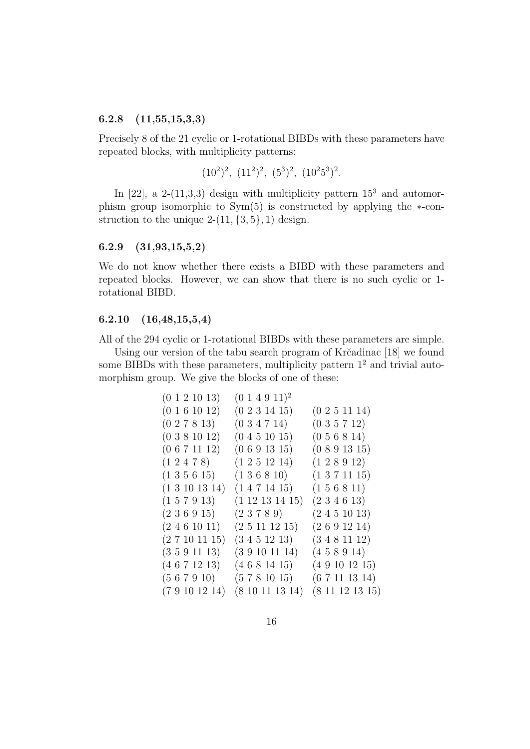### 6.2.8 (11,55,15,3,3)

Precisely 8 of the 21 cyclic or 1-rotational BIBDs with these parameters have repeated blocks, with multiplicity patterns:

$$(10^2)^2,\ (11^2)^2,\ (5^3)^2,\ (10^2 5^3)^2.$$

In [22], a 2-(11,3,3) design with multiplicity pattern $15^3$ and automorphism group isomorphic to Sym(5) is constructed by applying the $*$-construction to the unique 2-$(11, \{3, 5\}, 1)$ design.

### 6.2.9 (31,93,15,5,2)

We do not know whether there exists a BIBD with these parameters and repeated blocks. However, we can show that there is no such cyclic or 1-rotational BIBD.

### 6.2.10 (16,48,15,5,4)

All of the 294 cyclic or 1-rotational BIBDs with these parameters are simple.

Using our version of the tabu search program of Krčadinac [18] we found some BIBDs with these parameters, multiplicity pattern $1^2$ and trivial automorphism group. We give the blocks of one of these:

|  |  |  |
|---|---|---|
| (0 1 2 10 13) | $(0\ 1\ 4\ 9\ 11)^2$ | |
| (0 1 6 10 12) | (0 2 3 14 15) | (0 2 5 11 14) |
| (0 2 7 8 13) | (0 3 4 7 14) | (0 3 5 7 12) |
| (0 3 8 10 12) | (0 4 5 10 15) | (0 5 6 8 14) |
| (0 6 7 11 12) | (0 6 9 13 15) | (0 8 9 13 15) |
| (1 2 4 7 8) | (1 2 5 12 14) | (1 2 8 9 12) |
| (1 3 5 6 15) | (1 3 6 8 10) | (1 3 7 11 15) |
| (1 3 10 13 14) | (1 4 7 14 15) | (1 5 6 8 11) |
| (1 5 7 9 13) | (1 12 13 14 15) | (2 3 4 6 13) |
| (2 3 6 9 15) | (2 3 7 8 9) | (2 4 5 10 13) |
| (2 4 6 10 11) | (2 5 11 12 15) | (2 6 9 12 14) |
| (2 7 10 11 15) | (3 4 5 12 13) | (3 4 8 11 12) |
| (3 5 9 11 13) | (3 9 10 11 14) | (4 5 8 9 14) |
| (4 6 7 12 13) | (4 6 8 14 15) | (4 9 10 12 15) |
| (5 6 7 9 10) | (5 7 8 10 15) | (6 7 11 13 14) |
| (7 9 10 12 14) | (8 10 11 13 14) | (8 11 12 13 15) |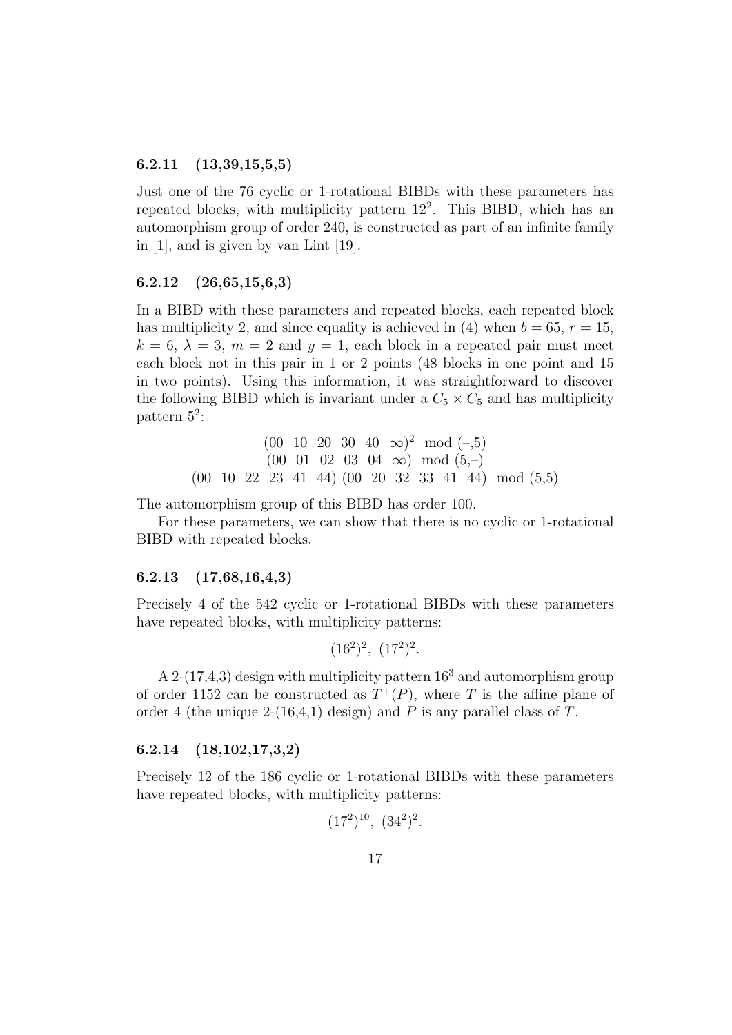### 6.2.11 (13,39,15,5,5)

Just one of the 76 cyclic or 1-rotational BIBDs with these parameters has repeated blocks, with multiplicity pattern $12^2$. This BIBD, which has an automorphism group of order 240, is constructed as part of an infinite family in [1], and is given by van Lint [19].

### 6.2.12 (26,65,15,6,3)

In a BIBD with these parameters and repeated blocks, each repeated block has multiplicity 2, and since equality is achieved in (4) when $b = 65$, $r = 15$, $k = 6$, $\lambda = 3$, $m = 2$ and $y = 1$, each block in a repeated pair must meet each block not in this pair in 1 or 2 points (48 blocks in one point and 15 in two points). Using this information, it was straightforward to discover the following BIBD which is invariant under a $C_5 \times C_5$ and has multiplicity pattern $5^2$:

$$(00\ \ 10\ \ 20\ \ 30\ \ 40\ \ \infty)^2 \mod (\text{–},5)$$
$$(00\ \ 01\ \ 02\ \ 03\ \ 04\ \ \infty) \mod (5,\text{–})$$
$$(00\ \ 10\ \ 22\ \ 23\ \ 41\ \ 44)\ (00\ \ 20\ \ 32\ \ 33\ \ 41\ \ 44) \mod (5,5)$$

The automorphism group of this BIBD has order 100.

For these parameters, we can show that there is no cyclic or 1-rotational BIBD with repeated blocks.

### 6.2.13 (17,68,16,4,3)

Precisely 4 of the 542 cyclic or 1-rotational BIBDs with these parameters have repeated blocks, with multiplicity patterns:

$$(16^2)^2,\ (17^2)^2.$$

A 2-(17,4,3) design with multiplicity pattern $16^3$ and automorphism group of order 1152 can be constructed as $T^+(P)$, where $T$ is the affine plane of order 4 (the unique 2-(16,4,1) design) and $P$ is any parallel class of $T$.

### 6.2.14 (18,102,17,3,2)

Precisely 12 of the 186 cyclic or 1-rotational BIBDs with these parameters have repeated blocks, with multiplicity patterns:

$$(17^2)^{10},\ (34^2)^2.$$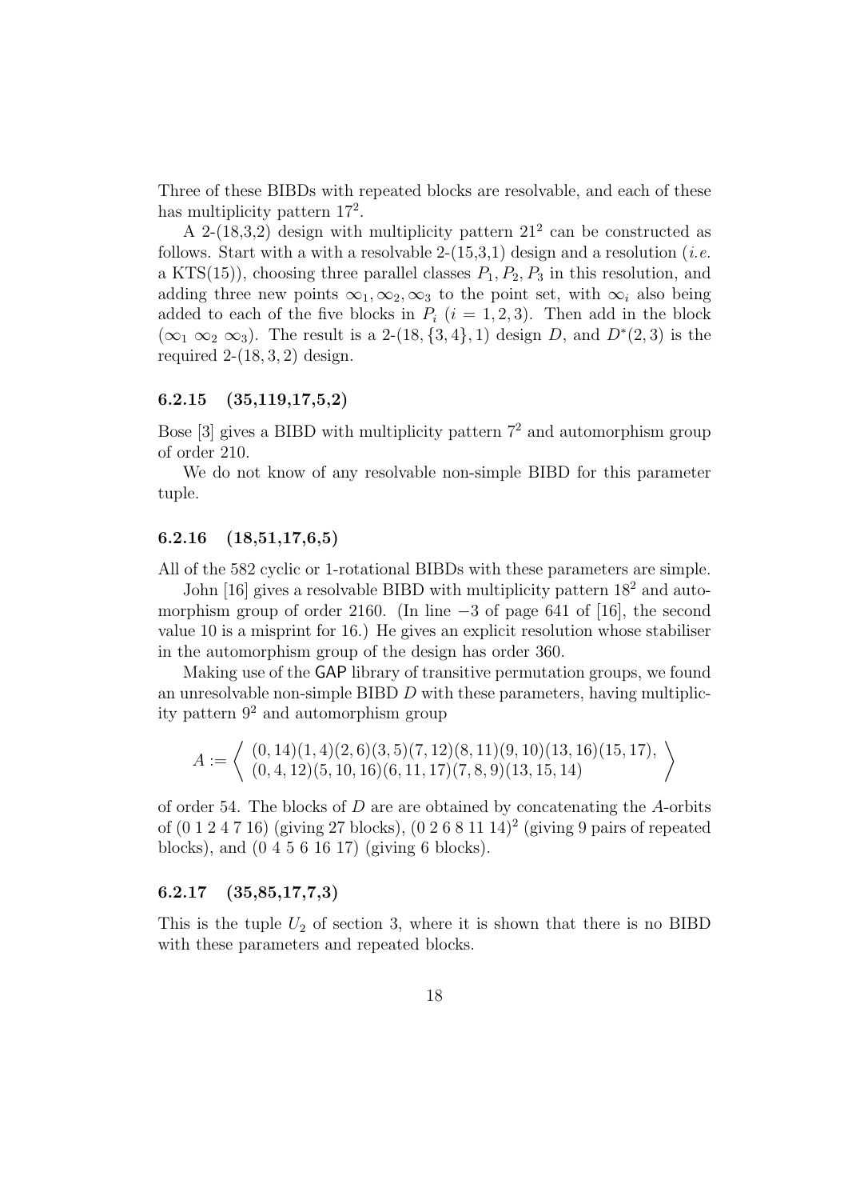Three of these BIBDs with repeated blocks are resolvable, and each of these has multiplicity pattern $17^2$.

A 2-(18,3,2) design with multiplicity pattern $21^2$ can be constructed as follows. Start with a with a resolvable 2-(15,3,1) design and a resolution (*i.e.* a KTS(15)), choosing three parallel classes $P_1, P_2, P_3$ in this resolution, and adding three new points $\infty_1, \infty_2, \infty_3$ to the point set, with $\infty_i$ also being added to each of the five blocks in $P_i$ ($i = 1, 2, 3$). Then add in the block ($\infty_1\ \infty_2\ \infty_3$). The result is a 2-(18, {3, 4}, 1) design $D$, and $D^*(2, 3)$ is the required 2-(18, 3, 2) design.

### 6.2.15 (35,119,17,5,2)

Bose [3] gives a BIBD with multiplicity pattern $7^2$ and automorphism group of order 210.

We do not know of any resolvable non-simple BIBD for this parameter tuple.

### 6.2.16 (18,51,17,6,5)

All of the 582 cyclic or 1-rotational BIBDs with these parameters are simple.

John [16] gives a resolvable BIBD with multiplicity pattern $18^2$ and automorphism group of order 2160. (In line −3 of page 641 of [16], the second value 10 is a misprint for 16.) He gives an explicit resolution whose stabiliser in the automorphism group of the design has order 360.

Making use of the GAP library of transitive permutation groups, we found an unresolvable non-simple BIBD $D$ with these parameters, having multiplicity pattern $9^2$ and automorphism group

$$A := \left\langle \begin{array}{l} (0,14)(1,4)(2,6)(3,5)(7,12)(8,11)(9,10)(13,16)(15,17), \\ (0,4,12)(5,10,16)(6,11,17)(7,8,9)(13,15,14) \end{array} \right\rangle$$

of order 54. The blocks of $D$ are are obtained by concatenating the $A$-orbits of (0 1 2 4 7 16) (giving 27 blocks), $(0\ 2\ 6\ 8\ 11\ 14)^2$ (giving 9 pairs of repeated blocks), and (0 4 5 6 16 17) (giving 6 blocks).

### 6.2.17 (35,85,17,7,3)

This is the tuple $U_2$ of section 3, where it is shown that there is no BIBD with these parameters and repeated blocks.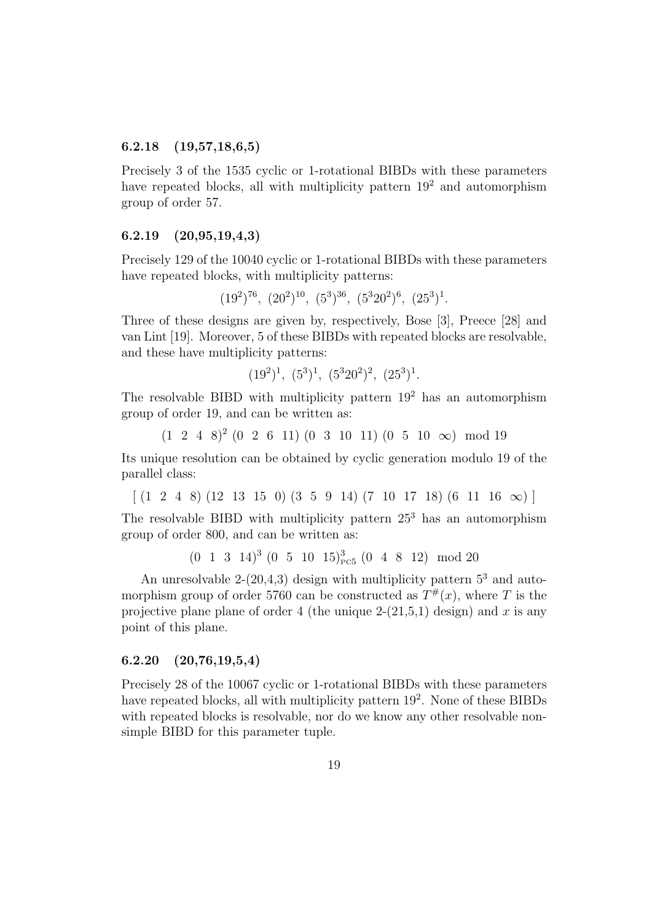### 6.2.18 (19,57,18,6,5)

Precisely 3 of the 1535 cyclic or 1-rotational BIBDs with these parameters have repeated blocks, all with multiplicity pattern $19^2$ and automorphism group of order 57.

### 6.2.19 (20,95,19,4,3)

Precisely 129 of the 10040 cyclic or 1-rotational BIBDs with these parameters have repeated blocks, with multiplicity patterns:

$$(19^2)^{76},\ (20^2)^{10},\ (5^3)^{36},\ (5^3 20^2)^6,\ (25^3)^1.$$

Three of these designs are given by, respectively, Bose [3], Preece [28] and van Lint [19]. Moreover, 5 of these BIBDs with repeated blocks are resolvable, and these have multiplicity patterns:

$$(19^2)^1,\ (5^3)^1,\ (5^3 20^2)^2,\ (25^3)^1.$$

The resolvable BIBD with multiplicity pattern $19^2$ has an automorphism group of order 19, and can be written as:

$$(1\ \ 2\ \ 4\ \ 8)^2\ (0\ \ 2\ \ 6\ \ 11)\ (0\ \ 3\ \ 10\ \ 11)\ (0\ \ 5\ \ 10\ \ \infty)\ \bmod 19$$

Its unique resolution can be obtained by cyclic generation modulo 19 of the parallel class:

$$[\ (1\ \ 2\ \ 4\ \ 8)\ (12\ \ 13\ \ 15\ \ 0)\ (3\ \ 5\ \ 9\ \ 14)\ (7\ \ 10\ \ 17\ \ 18)\ (6\ \ 11\ \ 16\ \ \infty)\ ]$$

The resolvable BIBD with multiplicity pattern $25^3$ has an automorphism group of order 800, and can be written as:

$$(0\ \ 1\ \ 3\ \ 14)^3\ (0\ \ 5\ \ 10\ \ 15)^3_{\text{PC5}}\ (0\ \ 4\ \ 8\ \ 12)\ \bmod 20$$

An unresolvable 2-(20,4,3) design with multiplicity pattern $5^3$ and automorphism group of order 5760 can be constructed as $T^{\#}(x)$, where $T$ is the projective plane plane of order 4 (the unique 2-(21,5,1) design) and $x$ is any point of this plane.

### 6.2.20 (20,76,19,5,4)

Precisely 28 of the 10067 cyclic or 1-rotational BIBDs with these parameters have repeated blocks, all with multiplicity pattern $19^2$. None of these BIBDs with repeated blocks is resolvable, nor do we know any other resolvable non-simple BIBD for this parameter tuple.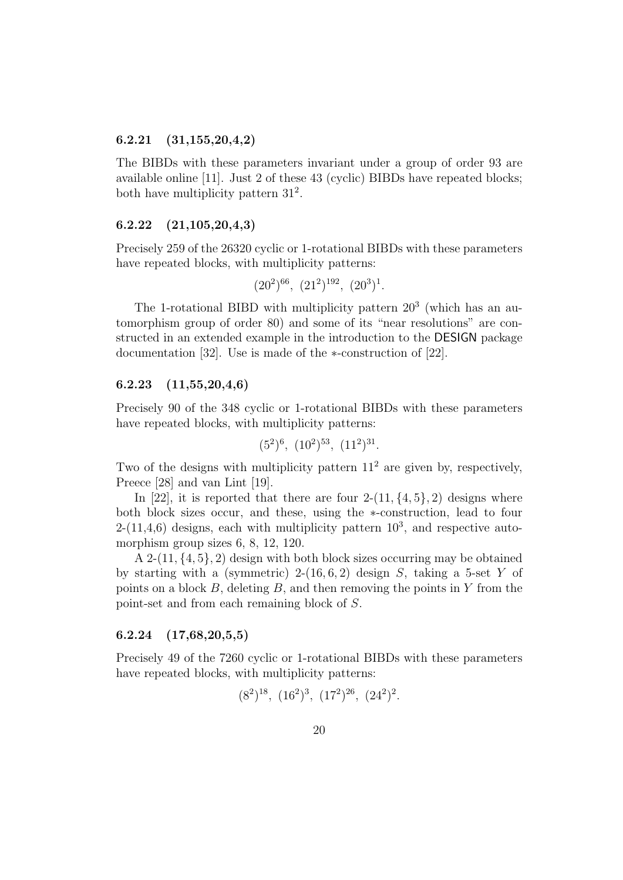### 6.2.21 (31,155,20,4,2)

The BIBDs with these parameters invariant under a group of order 93 are available online [11]. Just 2 of these 43 (cyclic) BIBDs have repeated blocks; both have multiplicity pattern $31^2$.

### 6.2.22 (21,105,20,4,3)

Precisely 259 of the 26320 cyclic or 1-rotational BIBDs with these parameters have repeated blocks, with multiplicity patterns:

$$(20^2)^{66},\ (21^2)^{192},\ (20^3)^1.$$

The 1-rotational BIBD with multiplicity pattern $20^3$ (which has an automorphism group of order 80) and some of its "near resolutions" are constructed in an extended example in the introduction to the DESIGN package documentation [32]. Use is made of the $*$-construction of [22].

### 6.2.23 (11,55,20,4,6)

Precisely 90 of the 348 cyclic or 1-rotational BIBDs with these parameters have repeated blocks, with multiplicity patterns:

$$(5^2)^6,\ (10^2)^{53},\ (11^2)^{31}.$$

Two of the designs with multiplicity pattern $11^2$ are given by, respectively, Preece [28] and van Lint [19].

In [22], it is reported that there are four 2-$(11, \{4,5\}, 2)$ designs where both block sizes occur, and these, using the $*$-construction, lead to four 2-(11,4,6) designs, each with multiplicity pattern $10^3$, and respective automorphism group sizes 6, 8, 12, 120.

A 2-$(11, \{4,5\}, 2)$ design with both block sizes occurring may be obtained by starting with a (symmetric) 2-$(16, 6, 2)$ design $S$, taking a 5-set $Y$ of points on a block $B$, deleting $B$, and then removing the points in $Y$ from the point-set and from each remaining block of $S$.

### 6.2.24 (17,68,20,5,5)

Precisely 49 of the 7260 cyclic or 1-rotational BIBDs with these parameters have repeated blocks, with multiplicity patterns:

$$(8^2)^{18},\ (16^2)^3,\ (17^2)^{26},\ (24^2)^2.$$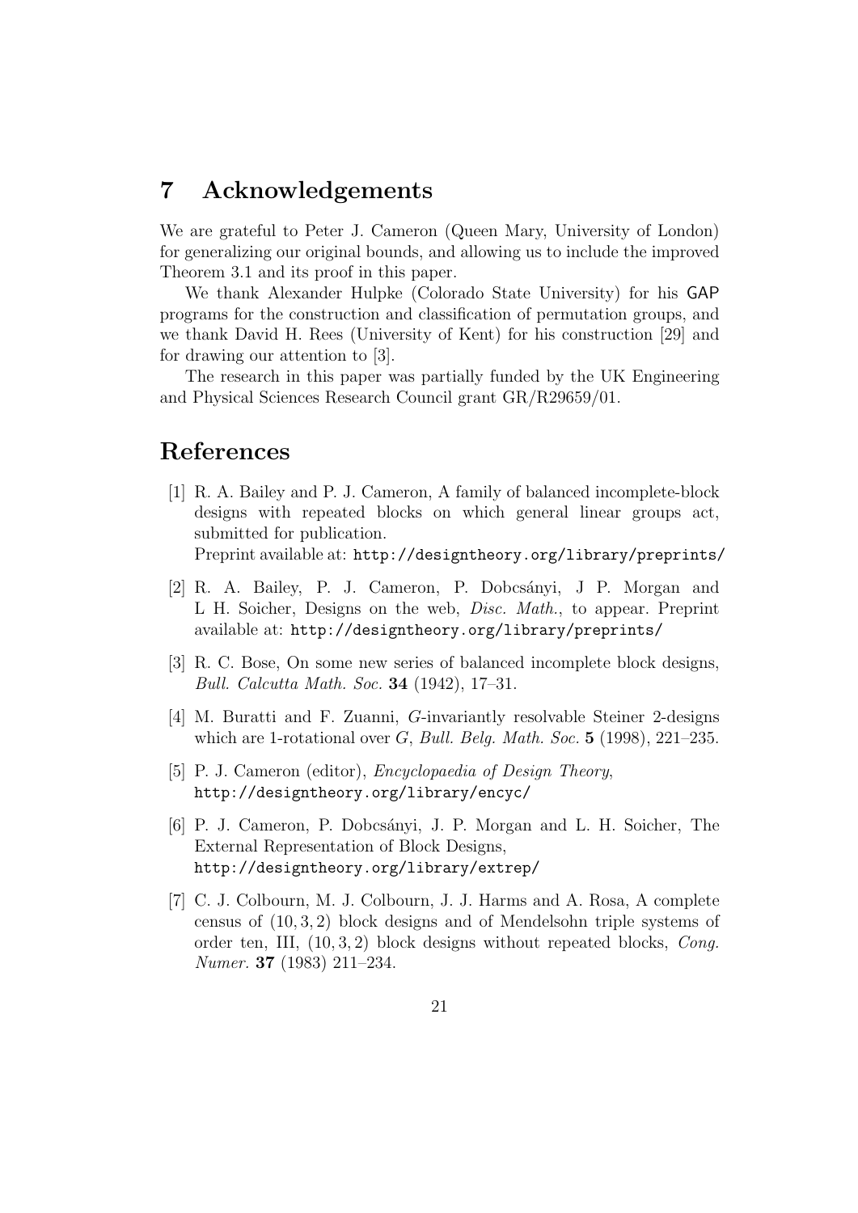## 7 Acknowledgements

We are grateful to Peter J. Cameron (Queen Mary, University of London) for generalizing our original bounds, and allowing us to include the improved Theorem 3.1 and its proof in this paper.

We thank Alexander Hulpke (Colorado State University) for his GAP programs for the construction and classification of permutation groups, and we thank David H. Rees (University of Kent) for his construction [29] and for drawing our attention to [3].

The research in this paper was partially funded by the UK Engineering and Physical Sciences Research Council grant GR/R29659/01.

## References

[1] R. A. Bailey and P. J. Cameron, A family of balanced incomplete-block designs with repeated blocks on which general linear groups act, submitted for publication.
Preprint available at: `http://designtheory.org/library/preprints/`

[2] R. A. Bailey, P. J. Cameron, P. Dobcsányi, J P. Morgan and L H. Soicher, Designs on the web, *Disc. Math.*, to appear. Preprint available at: `http://designtheory.org/library/preprints/`

[3] R. C. Bose, On some new series of balanced incomplete block designs, *Bull. Calcutta Math. Soc.* **34** (1942), 17–31.

[4] M. Buratti and F. Zuanni, $G$-invariantly resolvable Steiner 2-designs which are 1-rotational over $G$, *Bull. Belg. Math. Soc.* **5** (1998), 221–235.

[5] P. J. Cameron (editor), *Encyclopaedia of Design Theory*, `http://designtheory.org/library/encyc/`

[6] P. J. Cameron, P. Dobcsányi, J. P. Morgan and L. H. Soicher, The External Representation of Block Designs, `http://designtheory.org/library/extrep/`

[7] C. J. Colbourn, M. J. Colbourn, J. J. Harms and A. Rosa, A complete census of $(10, 3, 2)$ block designs and of Mendelsohn triple systems of order ten, III, $(10, 3, 2)$ block designs without repeated blocks, *Cong. Numer.* **37** (1983) 211–234.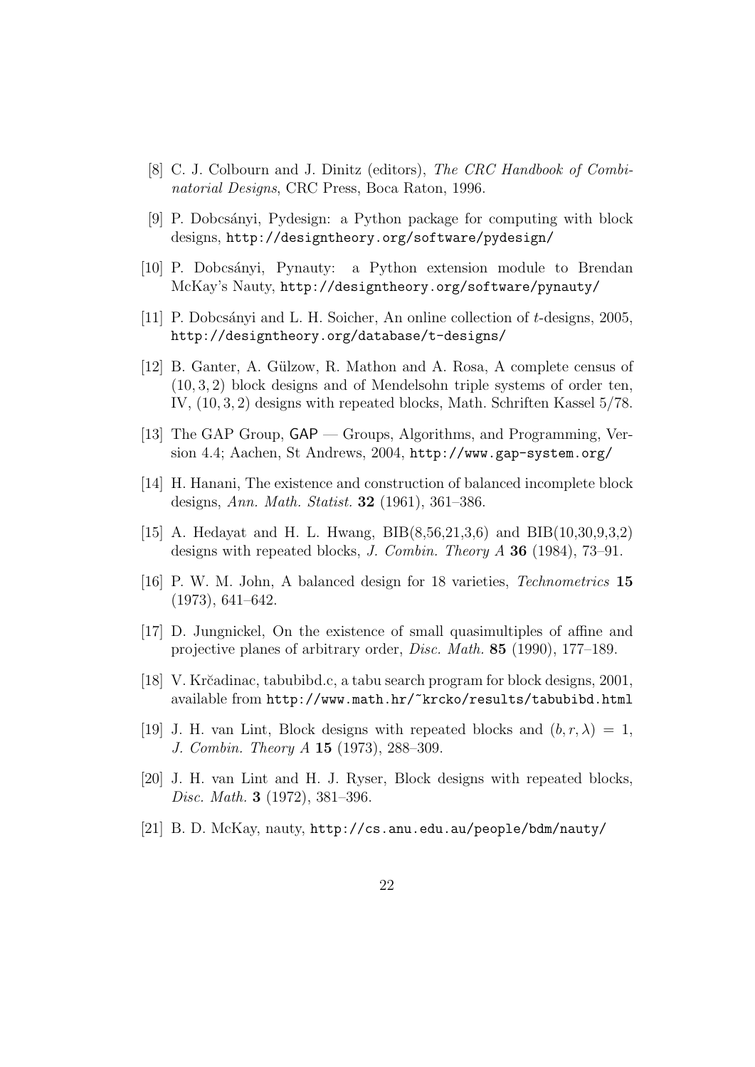[8] C. J. Colbourn and J. Dinitz (editors), *The CRC Handbook of Combinatorial Designs*, CRC Press, Boca Raton, 1996.

[9] P. Dobcsányi, Pydesign: a Python package for computing with block designs, `http://designtheory.org/software/pydesign/`

[10] P. Dobcsányi, Pynauty: a Python extension module to Brendan McKay's Nauty, `http://designtheory.org/software/pynauty/`

[11] P. Dobcsányi and L. H. Soicher, An online collection of $t$-designs, 2005, `http://designtheory.org/database/t-designs/`

[12] B. Ganter, A. Gülzow, R. Mathon and A. Rosa, A complete census of $(10, 3, 2)$ block designs and of Mendelsohn triple systems of order ten, IV, $(10, 3, 2)$ designs with repeated blocks, Math. Schriften Kassel 5/78.

[13] The GAP Group, GAP — Groups, Algorithms, and Programming, Version 4.4; Aachen, St Andrews, 2004, `http://www.gap-system.org/`

[14] H. Hanani, The existence and construction of balanced incomplete block designs, *Ann. Math. Statist.* **32** (1961), 361–386.

[15] A. Hedayat and H. L. Hwang, BIB(8,56,21,3,6) and BIB(10,30,9,3,2) designs with repeated blocks, *J. Combin. Theory A* **36** (1984), 73–91.

[16] P. W. M. John, A balanced design for 18 varieties, *Technometrics* **15** (1973), 641–642.

[17] D. Jungnickel, On the existence of small quasimultiples of affine and projective planes of arbitrary order, *Disc. Math.* **85** (1990), 177–189.

[18] V. Krčadinac, tabubibd.c, a tabu search program for block designs, 2001, available from `http://www.math.hr/~krcko/results/tabubibd.html`

[19] J. H. van Lint, Block designs with repeated blocks and $(b, r, \lambda) = 1$, *J. Combin. Theory A* **15** (1973), 288–309.

[20] J. H. van Lint and H. J. Ryser, Block designs with repeated blocks, *Disc. Math.* **3** (1972), 381–396.

[21] B. D. McKay, nauty, `http://cs.anu.edu.au/people/bdm/nauty/`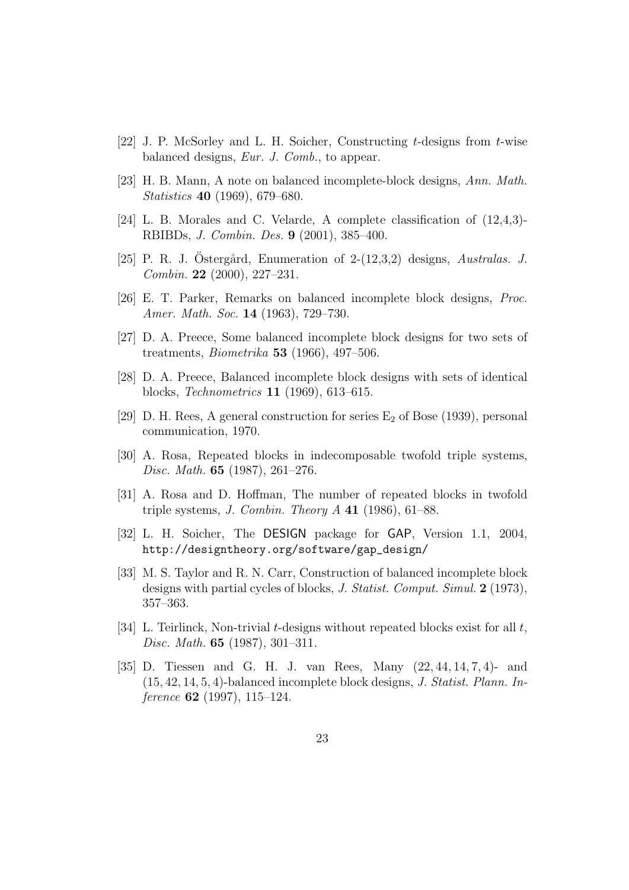[22] J. P. McSorley and L. H. Soicher, Constructing $t$-designs from $t$-wise balanced designs, *Eur. J. Comb.*, to appear.

[23] H. B. Mann, A note on balanced incomplete-block designs, *Ann. Math. Statistics* **40** (1969), 679–680.

[24] L. B. Morales and C. Velarde, A complete classification of (12,4,3)-RBIBDs, *J. Combin. Des.* **9** (2001), 385–400.

[25] P. R. J. Östergård, Enumeration of 2-(12,3,2) designs, *Australas. J. Combin.* **22** (2000), 227–231.

[26] E. T. Parker, Remarks on balanced incomplete block designs, *Proc. Amer. Math. Soc.* **14** (1963), 729–730.

[27] D. A. Preece, Some balanced incomplete block designs for two sets of treatments, *Biometrika* **53** (1966), 497–506.

[28] D. A. Preece, Balanced incomplete block designs with sets of identical blocks, *Technometrics* **11** (1969), 613–615.

[29] D. H. Rees, A general construction for series $E_2$ of Bose (1939), personal communication, 1970.

[30] A. Rosa, Repeated blocks in indecomposable twofold triple systems, *Disc. Math.* **65** (1987), 261–276.

[31] A. Rosa and D. Hoffman, The number of repeated blocks in twofold triple systems, *J. Combin. Theory A* **41** (1986), 61–88.

[32] L. H. Soicher, The DESIGN package for GAP, Version 1.1, 2004, http://designtheory.org/software/gap_design/

[33] M. S. Taylor and R. N. Carr, Construction of balanced incomplete block designs with partial cycles of blocks, *J. Statist. Comput. Simul.* **2** (1973), 357–363.

[34] L. Teirlinck, Non-trivial $t$-designs without repeated blocks exist for all $t$, *Disc. Math.* **65** (1987), 301–311.

[35] D. Tiessen and G. H. J. van Rees, Many $(22, 44, 14, 7, 4)$- and $(15, 42, 14, 5, 4)$-balanced incomplete block designs, *J. Statist. Plann. Inference* **62** (1997), 115–124.